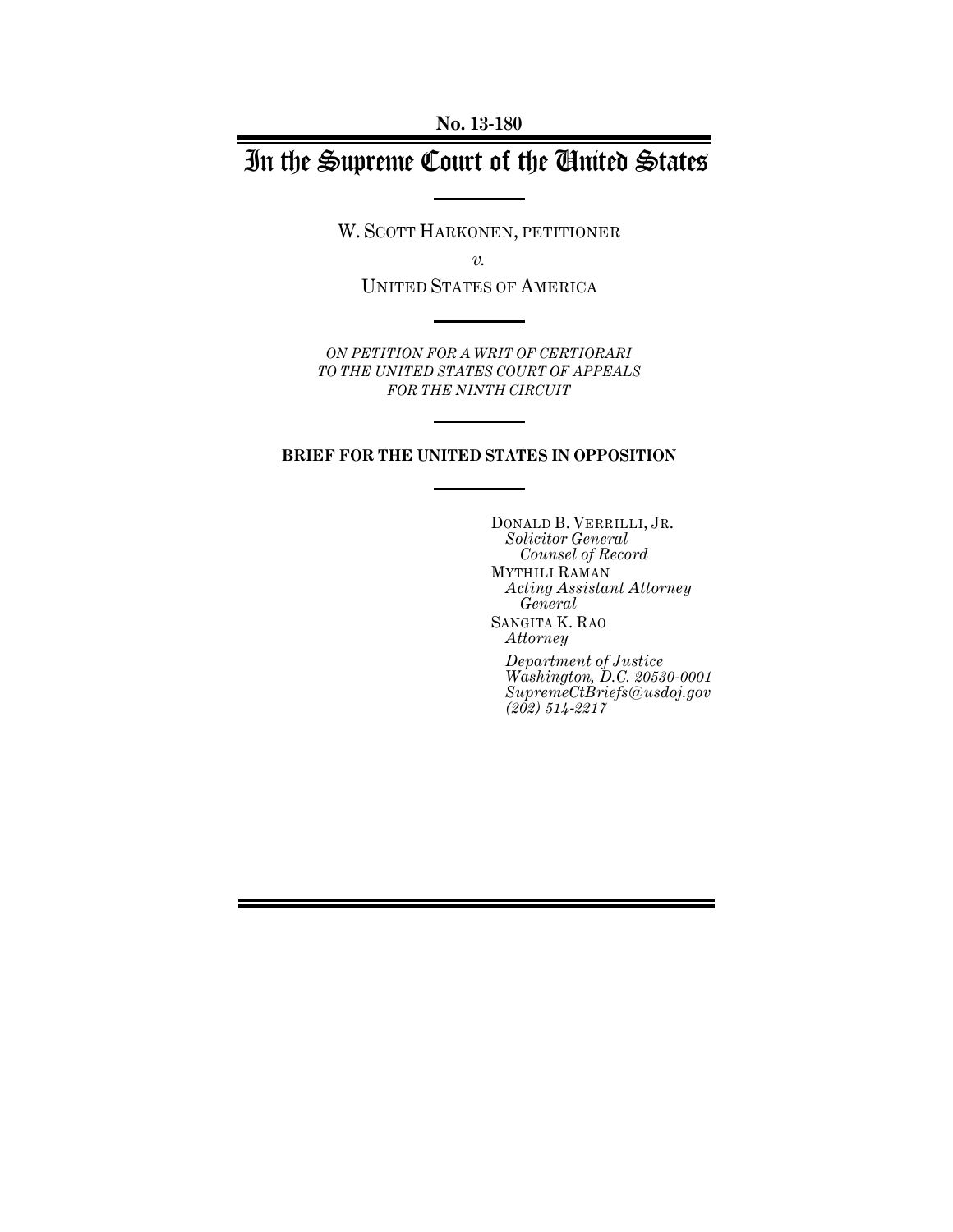No. 13-180

# In the Supreme Court of the United States

W. SCOTT HARKONEN, PETITIONER

*v.*

UNITED STATES OF AMERICA

*ON PETITION FOR A WRIT OF CERTIORARI TO THE UNITED STATES COURT OF APPEALS FOR THE NINTH CIRCUIT*

**BRIEF FOR THE UNITED STATES IN OPPOSITION**

DONALD B. VERRILLI, JR.
*Solicitor General*
*Counsel of Record*
MYTHILI RAMAN
*Acting Assistant Attorney General*
SANGITA K. RAO
*Attorney*

*Department of Justice*
*Washington, D.C. 20530-0001*
*SupremeCtBriefs@usdoj.gov*
*(202) 514-2217*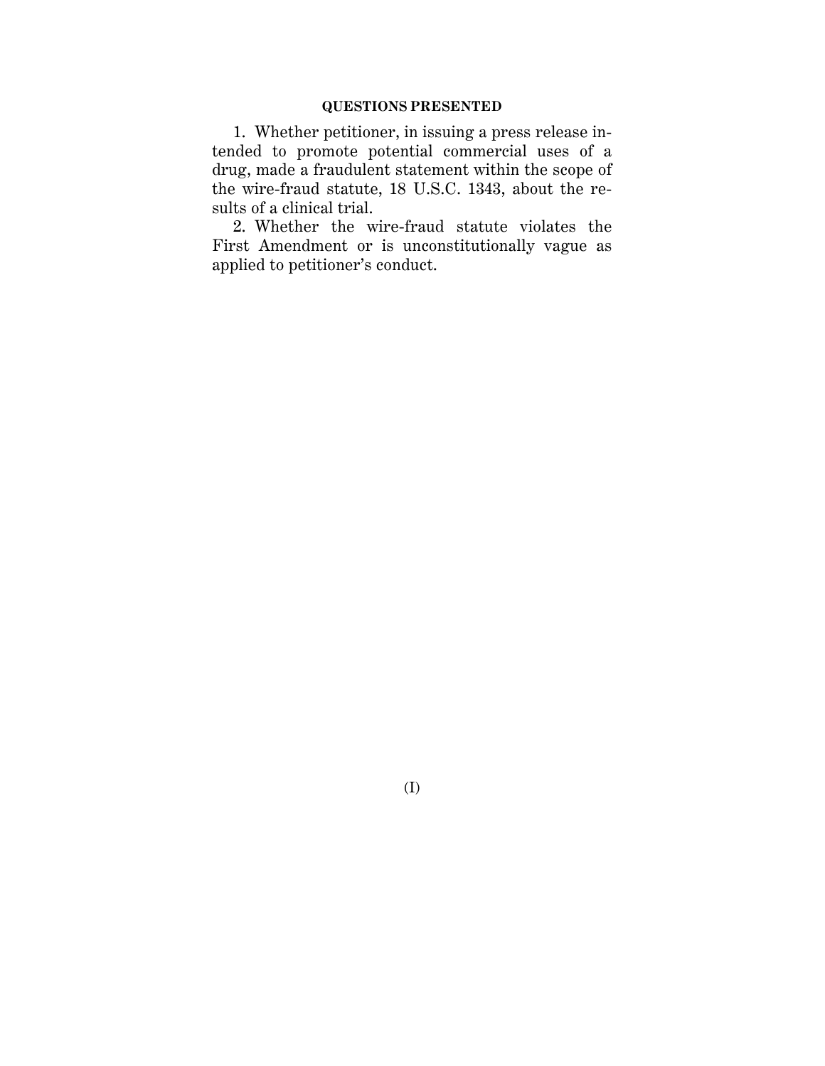## QUESTIONS PRESENTED

1. Whether petitioner, in issuing a press release intended to promote potential commercial uses of a drug, made a fraudulent statement within the scope of the wire-fraud statute, 18 U.S.C. 1343, about the results of a clinical trial.

2. Whether the wire-fraud statute violates the First Amendment or is unconstitutionally vague as applied to petitioner's conduct.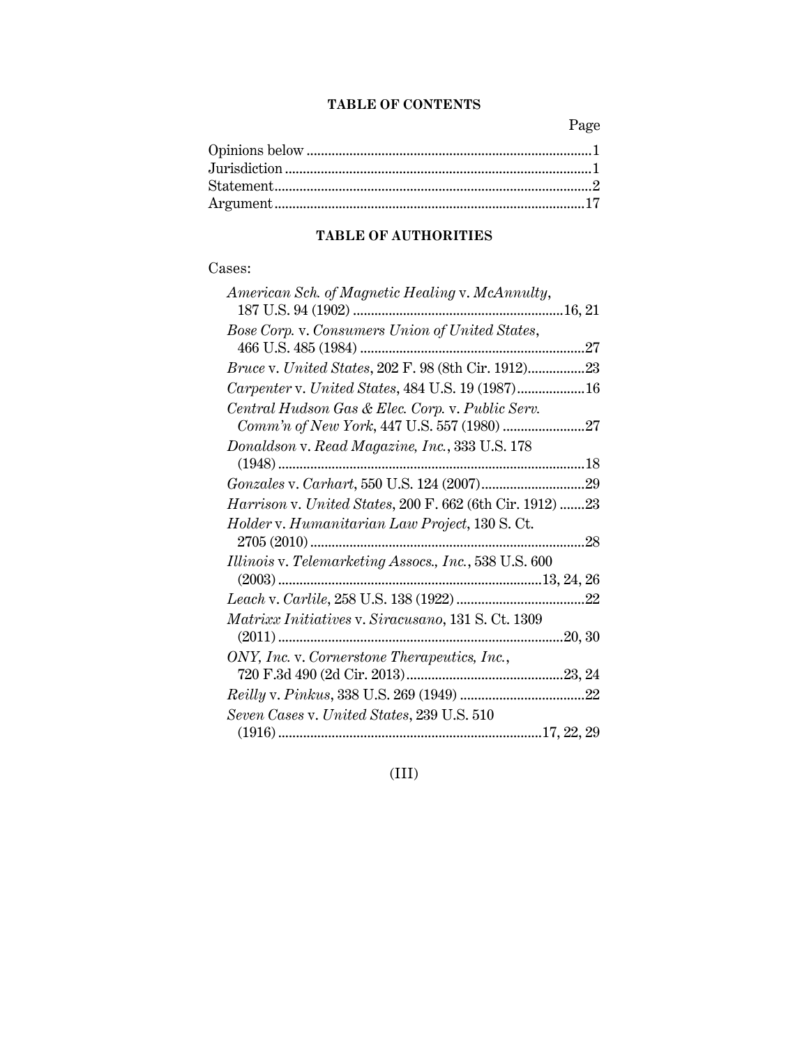## TABLE OF CONTENTS

| | Page |
|---|---|
| Opinions below | 1 |
| Jurisdiction | 1 |
| Statement | 2 |
| Argument | 17 |

## TABLE OF AUTHORITIES

Cases:

| | |
|---|---|
| *American Sch. of Magnetic Healing* v. *McAnnulty*, 187 U.S. 94 (1902) | 16, 21 |
| *Bose Corp.* v. *Consumers Union of United States*, 466 U.S. 485 (1984) | 27 |
| *Bruce* v. *United States*, 202 F. 98 (8th Cir. 1912) | 23 |
| *Carpenter* v. *United States*, 484 U.S. 19 (1987) | 16 |
| *Central Hudson Gas & Elec. Corp.* v. *Public Serv. Comm'n of New York*, 447 U.S. 557 (1980) | 27 |
| *Donaldson* v. *Read Magazine, Inc.*, 333 U.S. 178 (1948) | 18 |
| *Gonzales* v. *Carhart*, 550 U.S. 124 (2007) | 29 |
| *Harrison* v. *United States*, 200 F. 662 (6th Cir. 1912) | 23 |
| *Holder* v. *Humanitarian Law Project*, 130 S. Ct. 2705 (2010) | 28 |
| *Illinois* v. *Telemarketing Assocs., Inc.*, 538 U.S. 600 (2003) | 13, 24, 26 |
| *Leach* v. *Carlile*, 258 U.S. 138 (1922) | 22 |
| *Matrixx Initiatives* v. *Siracusano*, 131 S. Ct. 1309 (2011) | 20, 30 |
| *ONY, Inc.* v. *Cornerstone Therapeutics, Inc.*, 720 F.3d 490 (2d Cir. 2013) | 23, 24 |
| *Reilly* v. *Pinkus*, 338 U.S. 269 (1949) | 22 |
| *Seven Cases* v. *United States*, 239 U.S. 510 (1916) | 17, 22, 29 |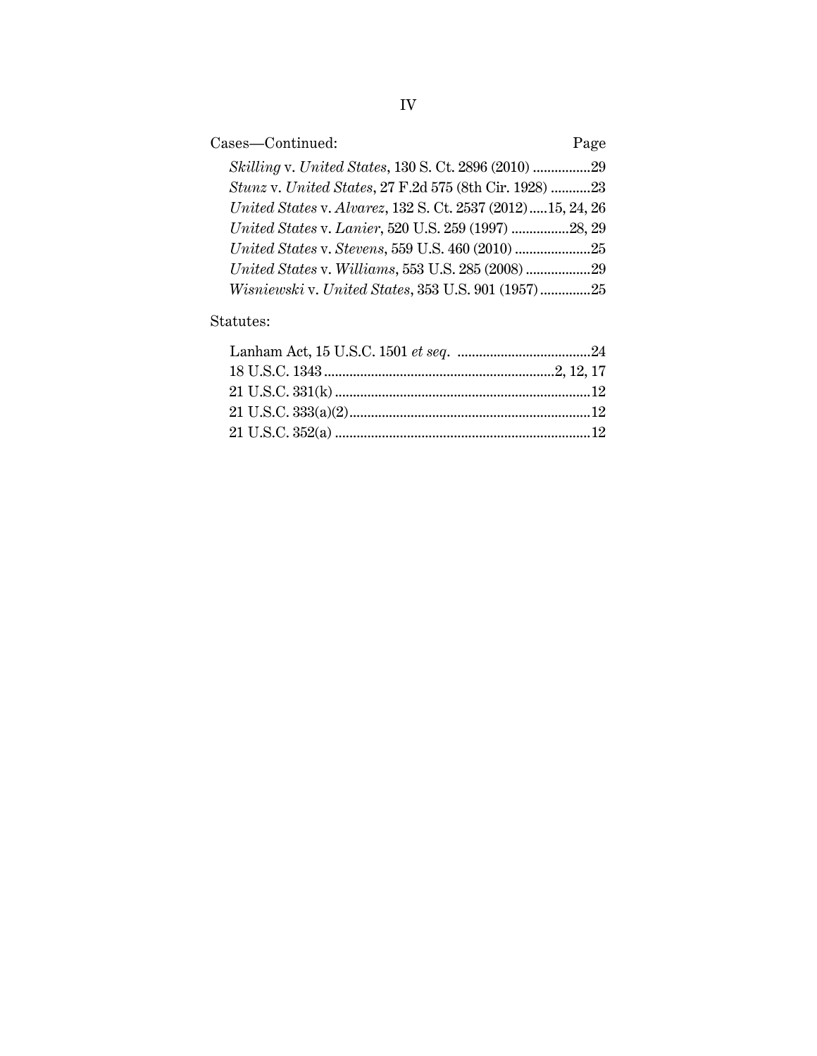Cases—Continued: Page

*Skilling* v. *United States*, 130 S. Ct. 2896 (2010) ................29
*Stunz* v. *United States*, 27 F.2d 575 (8th Cir. 1928) ...........23
*United States* v. *Alvarez*, 132 S. Ct. 2537 (2012).....15, 24, 26
*United States* v. *Lanier*, 520 U.S. 259 (1997) ................28, 29
*United States* v. *Stevens*, 559 U.S. 460 (2010) .....................25
*United States* v. *Williams*, 553 U.S. 285 (2008) ..................29
*Wisniewski* v. *United States*, 353 U.S. 901 (1957)..............25

Statutes:

Lanham Act, 15 U.S.C. 1501 *et seq*. .....................................24
18 U.S.C. 1343 ................................................................2, 12, 17
21 U.S.C. 331(k) .......................................................................12
21 U.S.C. 333(a)(2)...................................................................12
21 U.S.C. 352(a) .......................................................................12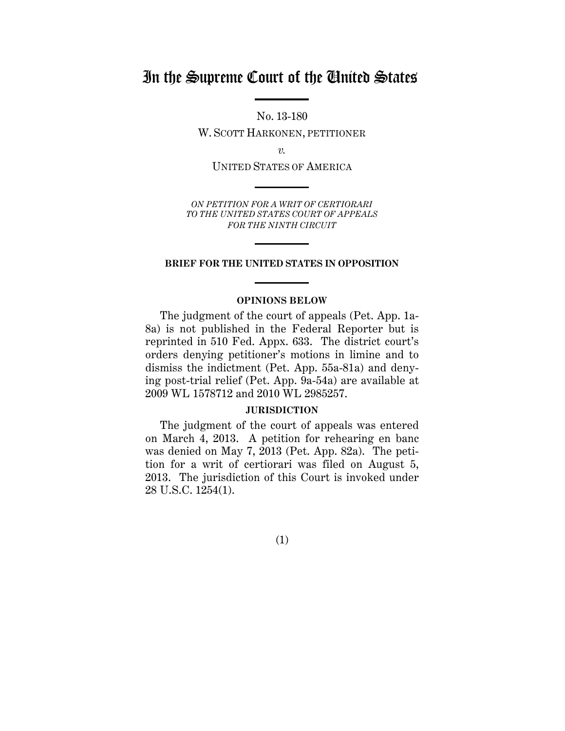# In the Supreme Court of the United States

No. 13-180

W. SCOTT HARKONEN, PETITIONER

*v.*

UNITED STATES OF AMERICA

*ON PETITION FOR A WRIT OF CERTIORARI TO THE UNITED STATES COURT OF APPEALS FOR THE NINTH CIRCUIT*

**BRIEF FOR THE UNITED STATES IN OPPOSITION**

**OPINIONS BELOW**

The judgment of the court of appeals (Pet. App. 1a-8a) is not published in the Federal Reporter but is reprinted in 510 Fed. Appx. 633. The district court's orders denying petitioner's motions in limine and to dismiss the indictment (Pet. App. 55a-81a) and denying post-trial relief (Pet. App. 9a-54a) are available at 2009 WL 1578712 and 2010 WL 2985257.

**JURISDICTION**

The judgment of the court of appeals was entered on March 4, 2013. A petition for rehearing en banc was denied on May 7, 2013 (Pet. App. 82a). The petition for a writ of certiorari was filed on August 5, 2013. The jurisdiction of this Court is invoked under 28 U.S.C. 1254(1).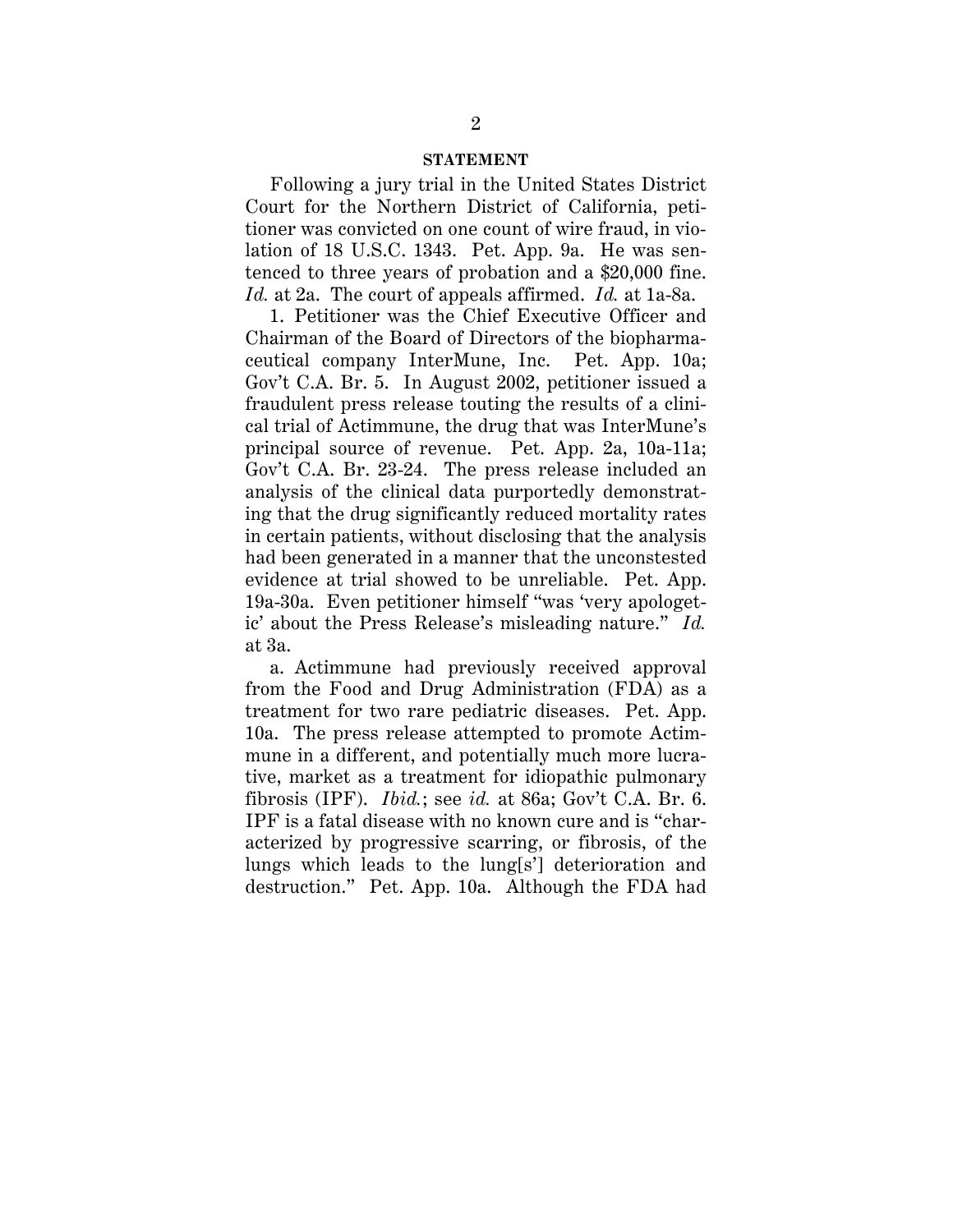## STATEMENT

Following a jury trial in the United States District Court for the Northern District of California, petitioner was convicted on one count of wire fraud, in violation of 18 U.S.C. 1343. Pet. App. 9a. He was sentenced to three years of probation and a $20,000 fine. *Id.* at 2a. The court of appeals affirmed. *Id.* at 1a-8a.

1. Petitioner was the Chief Executive Officer and Chairman of the Board of Directors of the biopharmaceutical company InterMune, Inc. Pet. App. 10a; Gov't C.A. Br. 5. In August 2002, petitioner issued a fraudulent press release touting the results of a clinical trial of Actimmune, the drug that was InterMune's principal source of revenue. Pet. App. 2a, 10a-11a; Gov't C.A. Br. 23-24. The press release included an analysis of the clinical data purportedly demonstrating that the drug significantly reduced mortality rates in certain patients, without disclosing that the analysis had been generated in a manner that the unconstested evidence at trial showed to be unreliable. Pet. App. 19a-30a. Even petitioner himself "was 'very apologetic' about the Press Release's misleading nature." *Id.* at 3a.

a. Actimmune had previously received approval from the Food and Drug Administration (FDA) as a treatment for two rare pediatric diseases. Pet. App. 10a. The press release attempted to promote Actimmune in a different, and potentially much more lucrative, market as a treatment for idiopathic pulmonary fibrosis (IPF). *Ibid.*; see *id.* at 86a; Gov't C.A. Br. 6. IPF is a fatal disease with no known cure and is "characterized by progressive scarring, or fibrosis, of the lungs which leads to the lung[s'] deterioration and destruction." Pet. App. 10a. Although the FDA had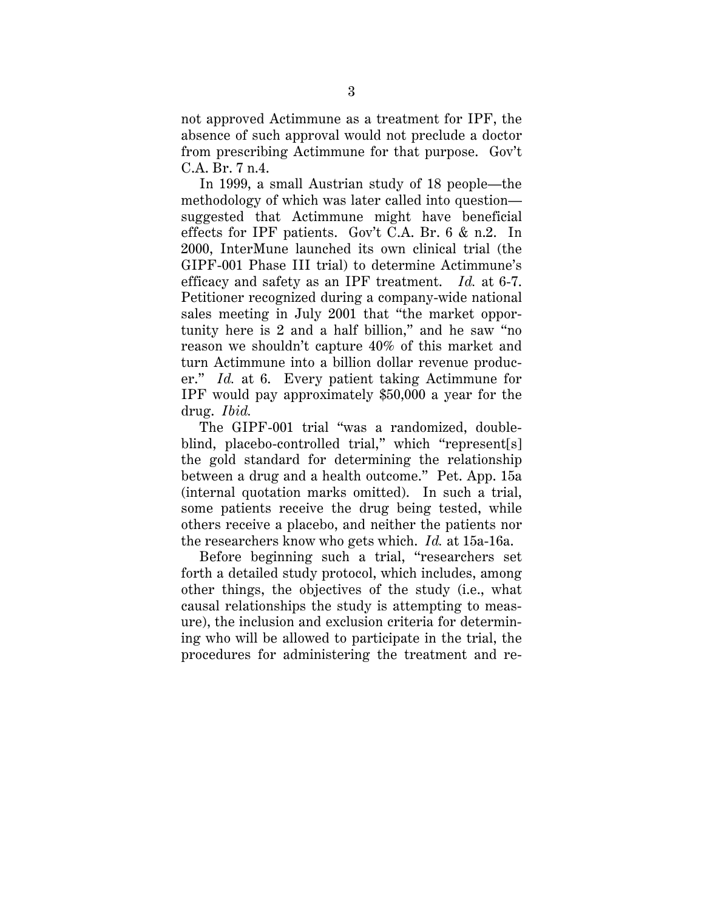not approved Actimmune as a treatment for IPF, the absence of such approval would not preclude a doctor from prescribing Actimmune for that purpose. Gov't C.A. Br. 7 n.4.

In 1999, a small Austrian study of 18 people—the methodology of which was later called into question—suggested that Actimmune might have beneficial effects for IPF patients. Gov't C.A. Br. 6 & n.2. In 2000, InterMune launched its own clinical trial (the GIPF-001 Phase III trial) to determine Actimmune's efficacy and safety as an IPF treatment. *Id.* at 6-7. Petitioner recognized during a company-wide national sales meeting in July 2001 that "the market opportunity here is 2 and a half billion," and he saw "no reason we shouldn't capture 40% of this market and turn Actimmune into a billion dollar revenue producer." *Id.* at 6. Every patient taking Actimmune for IPF would pay approximately $50,000 a year for the drug. *Ibid.*

The GIPF-001 trial "was a randomized, double-blind, placebo-controlled trial," which "represent[s] the gold standard for determining the relationship between a drug and a health outcome." Pet. App. 15a (internal quotation marks omitted). In such a trial, some patients receive the drug being tested, while others receive a placebo, and neither the patients nor the researchers know who gets which. *Id.* at 15a-16a.

Before beginning such a trial, "researchers set forth a detailed study protocol, which includes, among other things, the objectives of the study (i.e., what causal relationships the study is attempting to measure), the inclusion and exclusion criteria for determining who will be allowed to participate in the trial, the procedures for administering the treatment and re-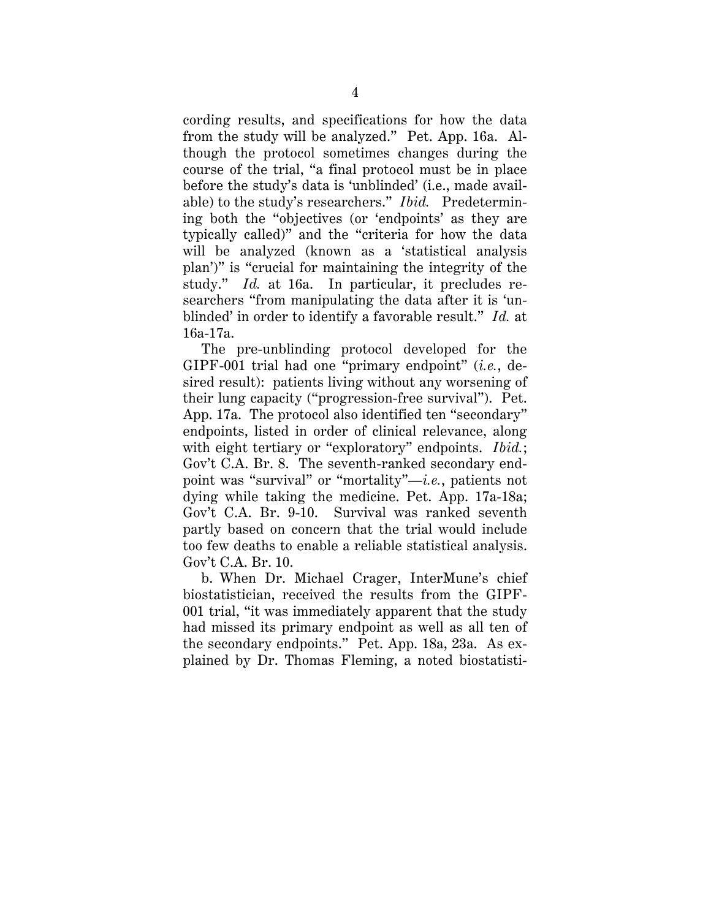cording results, and specifications for how the data from the study will be analyzed." Pet. App. 16a. Although the protocol sometimes changes during the course of the trial, "a final protocol must be in place before the study's data is 'unblinded' (i.e., made available) to the study's researchers." *Ibid.* Predetermining both the "objectives (or 'endpoints' as they are typically called)" and the "criteria for how the data will be analyzed (known as a 'statistical analysis plan')" is "crucial for maintaining the integrity of the study." *Id.* at 16a. In particular, it precludes researchers "from manipulating the data after it is 'unblinded' in order to identify a favorable result." *Id.* at 16a-17a.

The pre-unblinding protocol developed for the GIPF-001 trial had one "primary endpoint" (*i.e.*, desired result): patients living without any worsening of their lung capacity ("progression-free survival"). Pet. App. 17a. The protocol also identified ten "secondary" endpoints, listed in order of clinical relevance, along with eight tertiary or "exploratory" endpoints. *Ibid.*; Gov't C.A. Br. 8. The seventh-ranked secondary endpoint was "survival" or "mortality"—*i.e.*, patients not dying while taking the medicine. Pet. App. 17a-18a; Gov't C.A. Br. 9-10. Survival was ranked seventh partly based on concern that the trial would include too few deaths to enable a reliable statistical analysis. Gov't C.A. Br. 10.

b. When Dr. Michael Crager, InterMune's chief biostatistician, received the results from the GIPF-001 trial, "it was immediately apparent that the study had missed its primary endpoint as well as all ten of the secondary endpoints." Pet. App. 18a, 23a. As explained by Dr. Thomas Fleming, a noted biostatisti-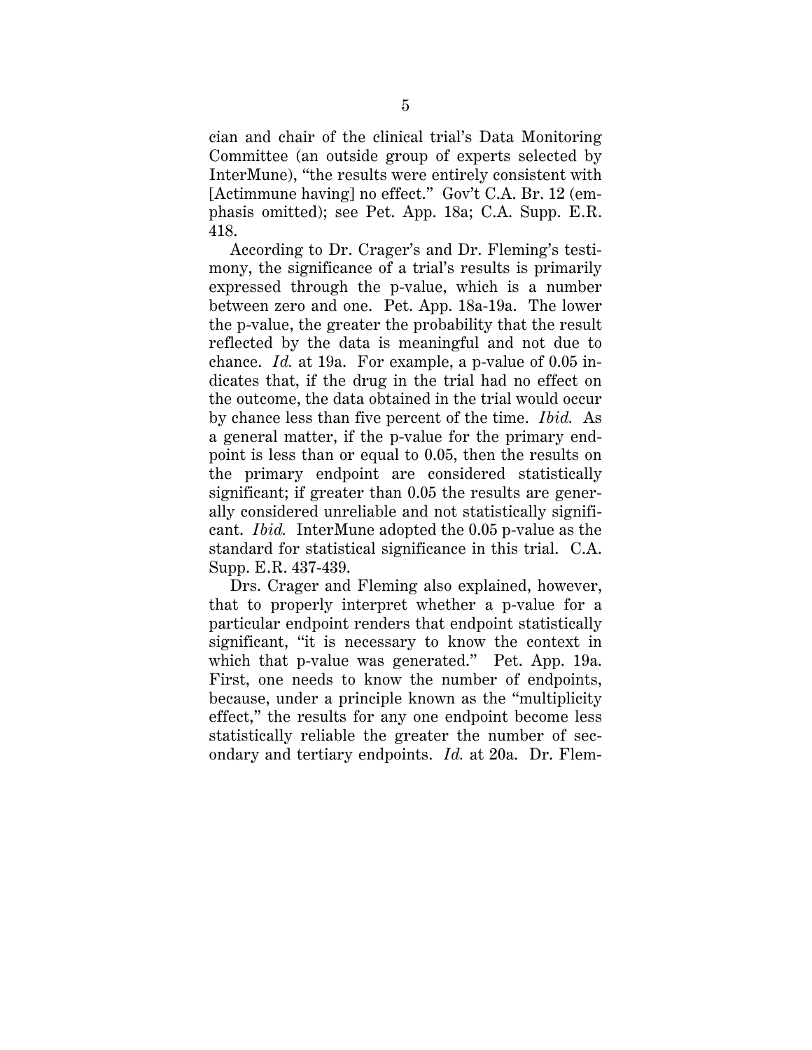cian and chair of the clinical trial's Data Monitoring Committee (an outside group of experts selected by InterMune), "the results were entirely consistent with [Actimmune having] no effect." Gov't C.A. Br. 12 (emphasis omitted); see Pet. App. 18a; C.A. Supp. E.R. 418.

According to Dr. Crager's and Dr. Fleming's testimony, the significance of a trial's results is primarily expressed through the p-value, which is a number between zero and one. Pet. App. 18a-19a. The lower the p-value, the greater the probability that the result reflected by the data is meaningful and not due to chance. *Id.* at 19a. For example, a p-value of 0.05 indicates that, if the drug in the trial had no effect on the outcome, the data obtained in the trial would occur by chance less than five percent of the time. *Ibid.* As a general matter, if the p-value for the primary endpoint is less than or equal to 0.05, then the results on the primary endpoint are considered statistically significant; if greater than 0.05 the results are generally considered unreliable and not statistically significant. *Ibid.* InterMune adopted the 0.05 p-value as the standard for statistical significance in this trial. C.A. Supp. E.R. 437-439.

Drs. Crager and Fleming also explained, however, that to properly interpret whether a p-value for a particular endpoint renders that endpoint statistically significant, "it is necessary to know the context in which that p-value was generated." Pet. App. 19a. First, one needs to know the number of endpoints, because, under a principle known as the "multiplicity effect," the results for any one endpoint become less statistically reliable the greater the number of secondary and tertiary endpoints. *Id.* at 20a. Dr. Flem-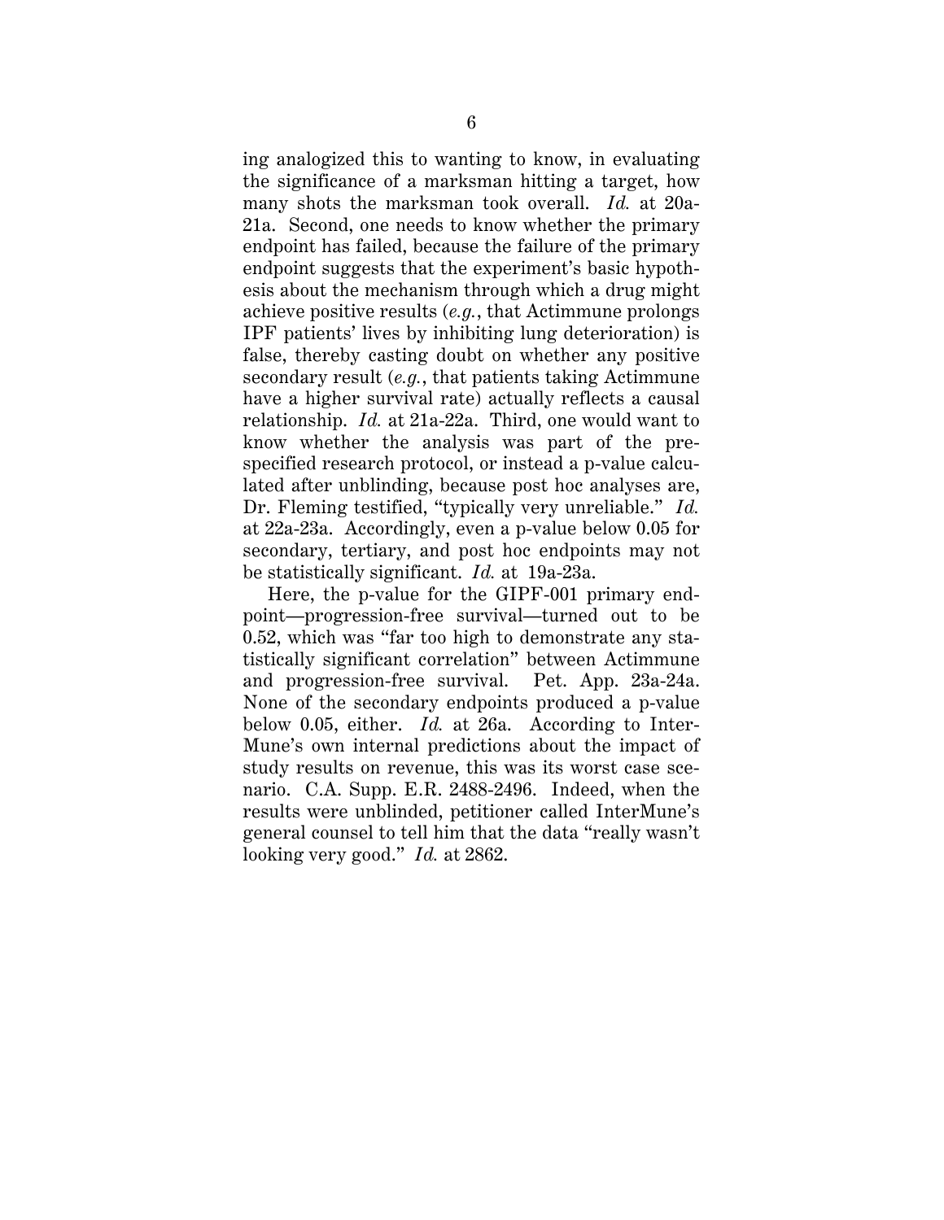ing analogized this to wanting to know, in evaluating the significance of a marksman hitting a target, how many shots the marksman took overall. *Id.* at 20a-21a. Second, one needs to know whether the primary endpoint has failed, because the failure of the primary endpoint suggests that the experiment's basic hypothesis about the mechanism through which a drug might achieve positive results (*e.g.*, that Actimmune prolongs IPF patients' lives by inhibiting lung deterioration) is false, thereby casting doubt on whether any positive secondary result (*e.g.*, that patients taking Actimmune have a higher survival rate) actually reflects a causal relationship. *Id.* at 21a-22a. Third, one would want to know whether the analysis was part of the pre-specified research protocol, or instead a p-value calculated after unblinding, because post hoc analyses are, Dr. Fleming testified, "typically very unreliable." *Id.* at 22a-23a. Accordingly, even a p-value below 0.05 for secondary, tertiary, and post hoc endpoints may not be statistically significant. *Id.* at 19a-23a.

Here, the p-value for the GIPF-001 primary endpoint—progression-free survival—turned out to be 0.52, which was "far too high to demonstrate any statistically significant correlation" between Actimmune and progression-free survival. Pet. App. 23a-24a. None of the secondary endpoints produced a p-value below 0.05, either. *Id.* at 26a. According to InterMune's own internal predictions about the impact of study results on revenue, this was its worst case scenario. C.A. Supp. E.R. 2488-2496. Indeed, when the results were unblinded, petitioner called InterMune's general counsel to tell him that the data "really wasn't looking very good." *Id.* at 2862.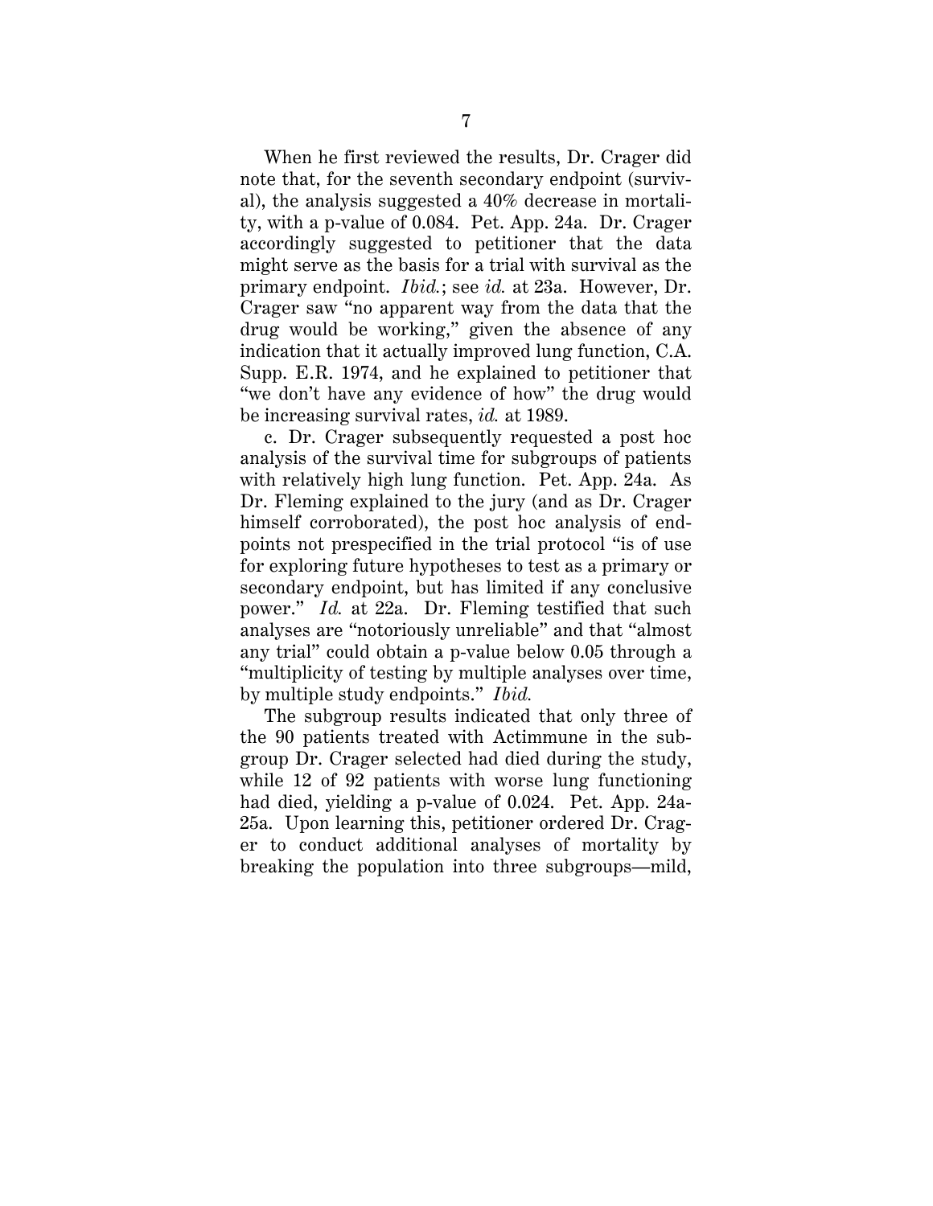When he first reviewed the results, Dr. Crager did note that, for the seventh secondary endpoint (survival), the analysis suggested a 40% decrease in mortality, with a p-value of 0.084. Pet. App. 24a. Dr. Crager accordingly suggested to petitioner that the data might serve as the basis for a trial with survival as the primary endpoint. *Ibid.*; see *id.* at 23a. However, Dr. Crager saw "no apparent way from the data that the drug would be working," given the absence of any indication that it actually improved lung function, C.A. Supp. E.R. 1974, and he explained to petitioner that "we don't have any evidence of how" the drug would be increasing survival rates, *id.* at 1989.

c. Dr. Crager subsequently requested a post hoc analysis of the survival time for subgroups of patients with relatively high lung function. Pet. App. 24a. As Dr. Fleming explained to the jury (and as Dr. Crager himself corroborated), the post hoc analysis of endpoints not prespecified in the trial protocol "is of use for exploring future hypotheses to test as a primary or secondary endpoint, but has limited if any conclusive power." *Id.* at 22a. Dr. Fleming testified that such analyses are "notoriously unreliable" and that "almost any trial" could obtain a p-value below 0.05 through a "multiplicity of testing by multiple analyses over time, by multiple study endpoints." *Ibid.*

The subgroup results indicated that only three of the 90 patients treated with Actimmune in the subgroup Dr. Crager selected had died during the study, while 12 of 92 patients with worse lung functioning had died, yielding a p-value of 0.024. Pet. App. 24a-25a. Upon learning this, petitioner ordered Dr. Crager to conduct additional analyses of mortality by breaking the population into three subgroups—mild,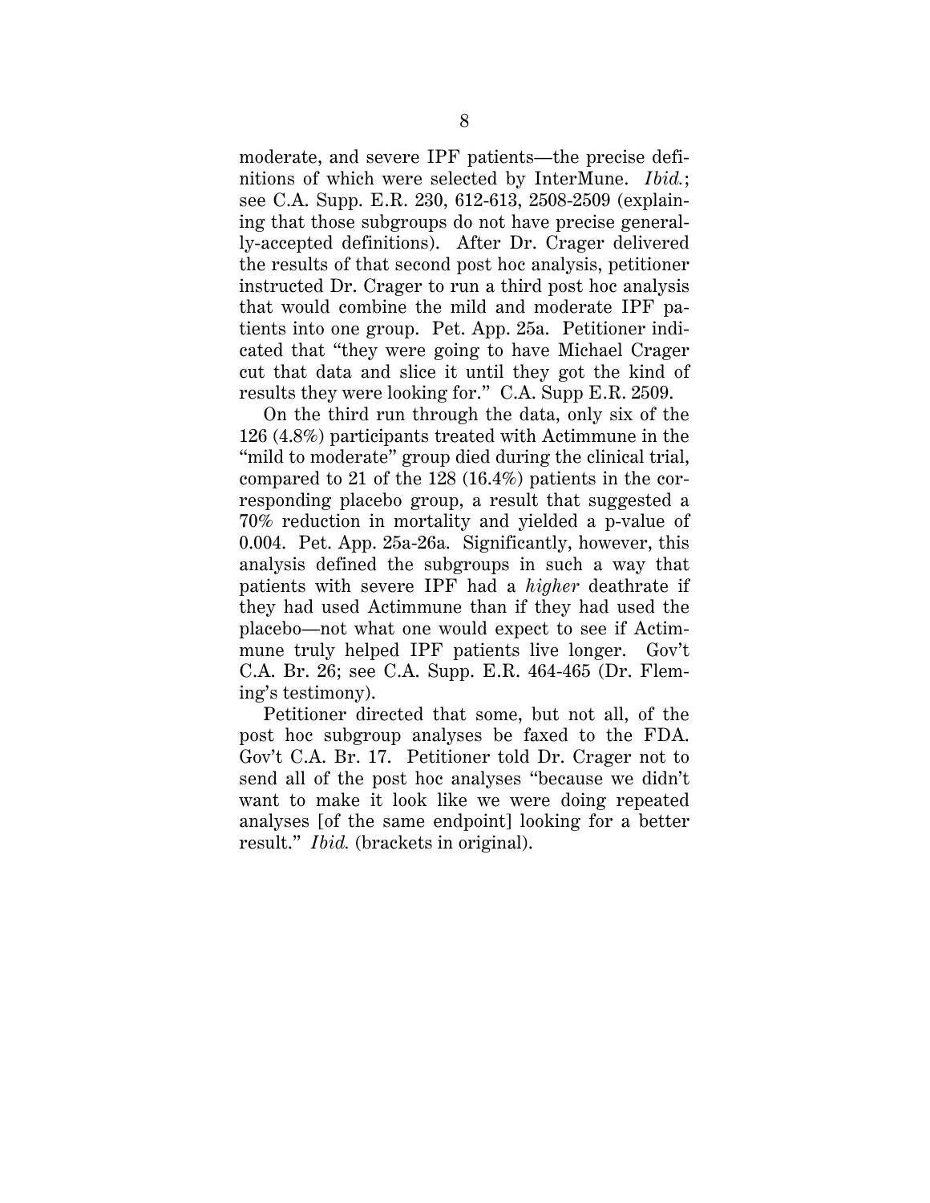moderate, and severe IPF patients—the precise definitions of which were selected by InterMune. *Ibid.*; see C.A. Supp. E.R. 230, 612-613, 2508-2509 (explaining that those subgroups do not have precise generally-accepted definitions). After Dr. Crager delivered the results of that second post hoc analysis, petitioner instructed Dr. Crager to run a third post hoc analysis that would combine the mild and moderate IPF patients into one group. Pet. App. 25a. Petitioner indicated that "they were going to have Michael Crager cut that data and slice it until they got the kind of results they were looking for." C.A. Supp E.R. 2509.

On the third run through the data, only six of the 126 (4.8%) participants treated with Actimmune in the "mild to moderate" group died during the clinical trial, compared to 21 of the 128 (16.4%) patients in the corresponding placebo group, a result that suggested a 70% reduction in mortality and yielded a p-value of 0.004. Pet. App. 25a-26a. Significantly, however, this analysis defined the subgroups in such a way that patients with severe IPF had a *higher* deathrate if they had used Actimmune than if they had used the placebo—not what one would expect to see if Actimmune truly helped IPF patients live longer. Gov't C.A. Br. 26; see C.A. Supp. E.R. 464-465 (Dr. Fleming's testimony).

Petitioner directed that some, but not all, of the post hoc subgroup analyses be faxed to the FDA. Gov't C.A. Br. 17. Petitioner told Dr. Crager not to send all of the post hoc analyses "because we didn't want to make it look like we were doing repeated analyses [of the same endpoint] looking for a better result." *Ibid.* (brackets in original).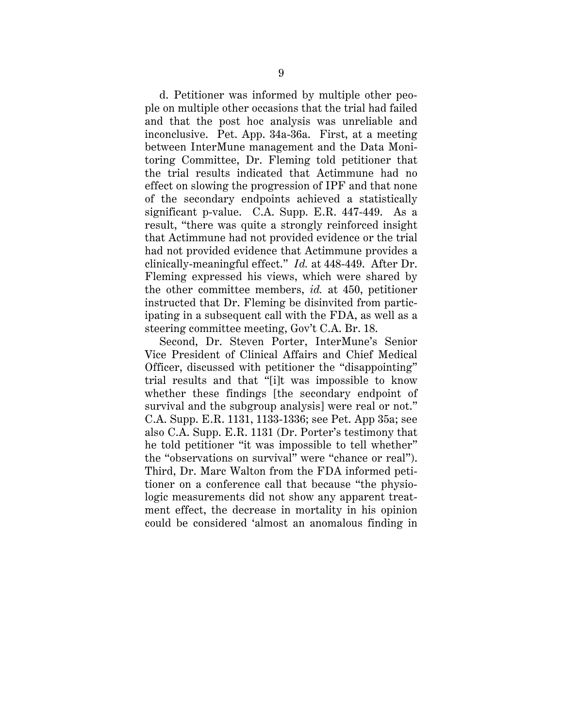d. Petitioner was informed by multiple other people on multiple other occasions that the trial had failed and that the post hoc analysis was unreliable and inconclusive. Pet. App. 34a-36a. First, at a meeting between InterMune management and the Data Monitoring Committee, Dr. Fleming told petitioner that the trial results indicated that Actimmune had no effect on slowing the progression of IPF and that none of the secondary endpoints achieved a statistically significant p-value. C.A. Supp. E.R. 447-449. As a result, "there was quite a strongly reinforced insight that Actimmune had not provided evidence or the trial had not provided evidence that Actimmune provides a clinically-meaningful effect." *Id.* at 448-449. After Dr. Fleming expressed his views, which were shared by the other committee members, *id.* at 450, petitioner instructed that Dr. Fleming be disinvited from participating in a subsequent call with the FDA, as well as a steering committee meeting, Gov't C.A. Br. 18.

Second, Dr. Steven Porter, InterMune's Senior Vice President of Clinical Affairs and Chief Medical Officer, discussed with petitioner the "disappointing" trial results and that "[i]t was impossible to know whether these findings [the secondary endpoint of survival and the subgroup analysis] were real or not." C.A. Supp. E.R. 1131, 1133-1336; see Pet. App 35a; see also C.A. Supp. E.R. 1131 (Dr. Porter's testimony that he told petitioner "it was impossible to tell whether" the "observations on survival" were "chance or real"). Third, Dr. Marc Walton from the FDA informed petitioner on a conference call that because "the physiologic measurements did not show any apparent treatment effect, the decrease in mortality in his opinion could be considered 'almost an anomalous finding in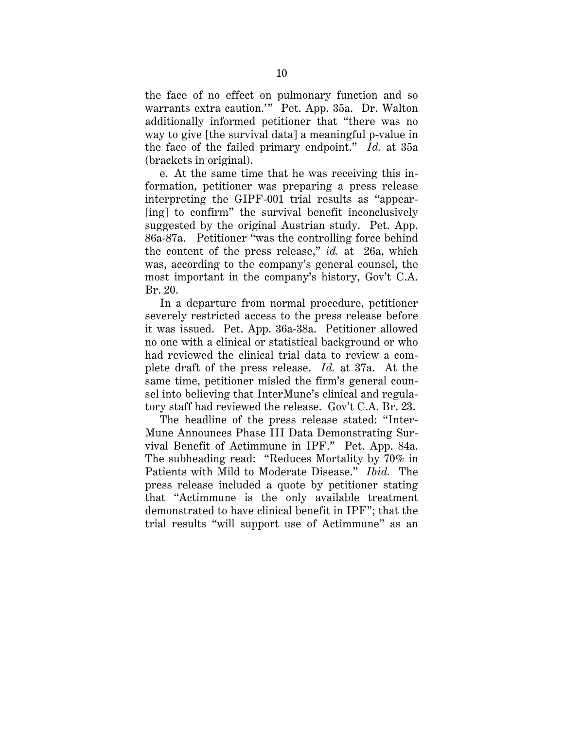the face of no effect on pulmonary function and so warrants extra caution.'" Pet. App. 35a. Dr. Walton additionally informed petitioner that "there was no way to give [the survival data] a meaningful p-value in the face of the failed primary endpoint." *Id.* at 35a (brackets in original).

e. At the same time that he was receiving this information, petitioner was preparing a press release interpreting the GIPF-001 trial results as "appear[ing] to confirm" the survival benefit inconclusively suggested by the original Austrian study. Pet. App. 86a-87a. Petitioner "was the controlling force behind the content of the press release," *id.* at 26a, which was, according to the company's general counsel, the most important in the company's history, Gov't C.A. Br. 20.

In a departure from normal procedure, petitioner severely restricted access to the press release before it was issued. Pet. App. 36a-38a. Petitioner allowed no one with a clinical or statistical background or who had reviewed the clinical trial data to review a complete draft of the press release. *Id.* at 37a. At the same time, petitioner misled the firm's general counsel into believing that InterMune's clinical and regulatory staff had reviewed the release. Gov't C.A. Br. 23.

The headline of the press release stated: "InterMune Announces Phase III Data Demonstrating Survival Benefit of Actimmune in IPF." Pet. App. 84a. The subheading read: "Reduces Mortality by 70% in Patients with Mild to Moderate Disease." *Ibid.* The press release included a quote by petitioner stating that "Actimmune is the only available treatment demonstrated to have clinical benefit in IPF"; that the trial results "will support use of Actimmune" as an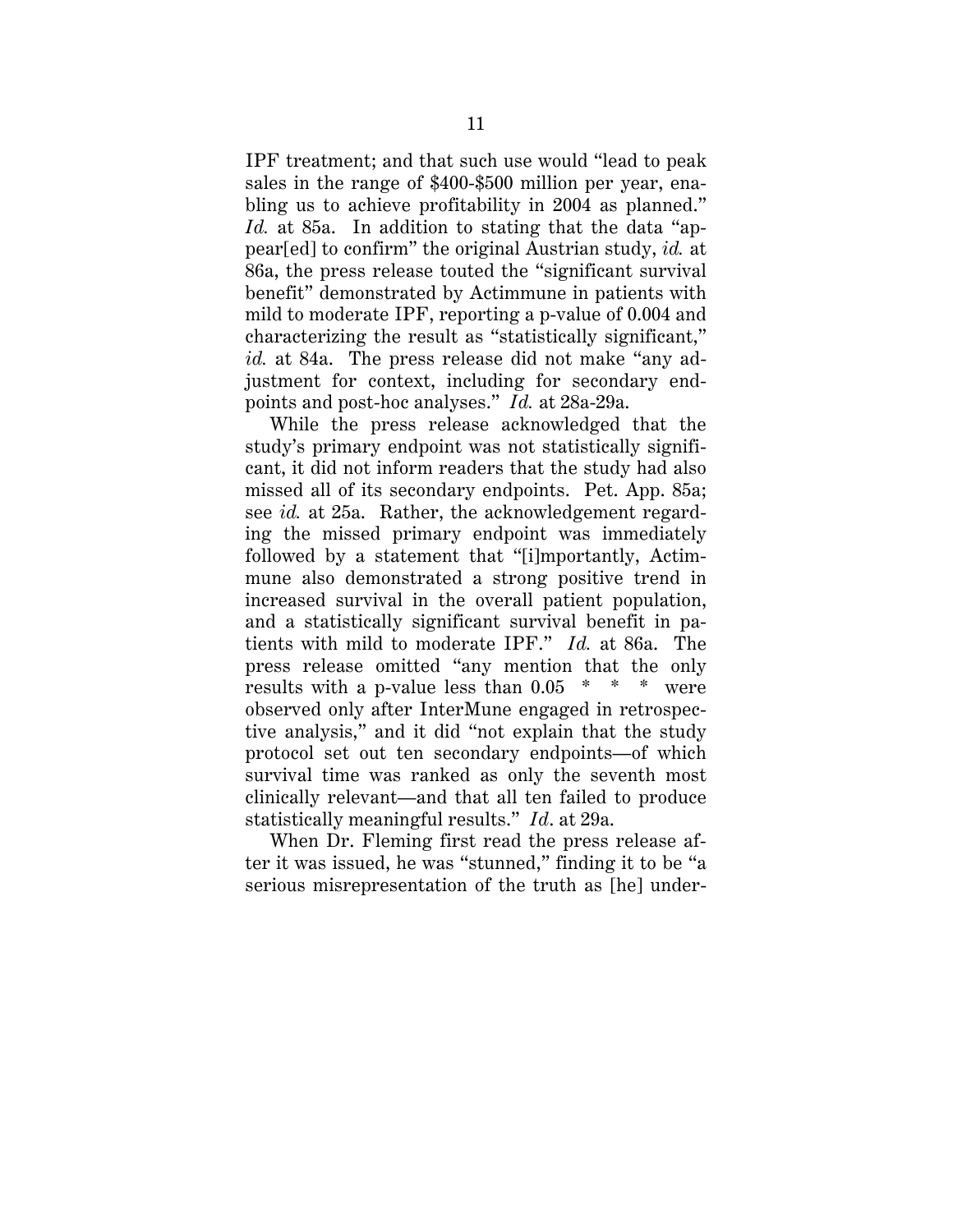IPF treatment; and that such use would "lead to peak sales in the range of $400-$500 million per year, enabling us to achieve profitability in 2004 as planned." *Id.* at 85a. In addition to stating that the data "appear[ed] to confirm" the original Austrian study, *id.* at 86a, the press release touted the "significant survival benefit" demonstrated by Actimmune in patients with mild to moderate IPF, reporting a p-value of 0.004 and characterizing the result as "statistically significant," *id.* at 84a. The press release did not make "any adjustment for context, including for secondary endpoints and post-hoc analyses." *Id.* at 28a-29a.

While the press release acknowledged that the study's primary endpoint was not statistically significant, it did not inform readers that the study had also missed all of its secondary endpoints. Pet. App. 85a; see *id.* at 25a. Rather, the acknowledgement regarding the missed primary endpoint was immediately followed by a statement that "[i]mportantly, Actimmune also demonstrated a strong positive trend in increased survival in the overall patient population, and a statistically significant survival benefit in patients with mild to moderate IPF." *Id.* at 86a. The press release omitted "any mention that the only results with a p-value less than 0.05 * * * were observed only after InterMune engaged in retrospective analysis," and it did "not explain that the study protocol set out ten secondary endpoints—of which survival time was ranked as only the seventh most clinically relevant—and that all ten failed to produce statistically meaningful results." *Id*. at 29a.

When Dr. Fleming first read the press release after it was issued, he was "stunned," finding it to be "a serious misrepresentation of the truth as [he] under-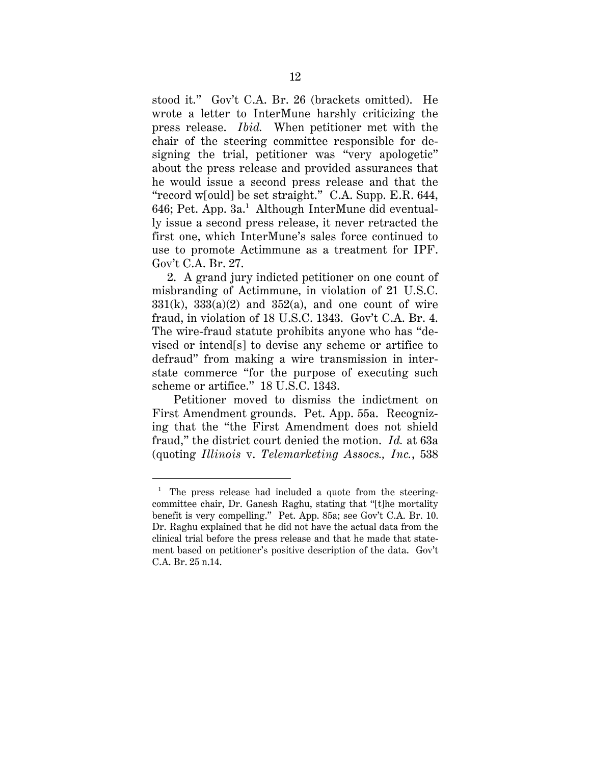stood it." Gov't C.A. Br. 26 (brackets omitted). He wrote a letter to InterMune harshly criticizing the press release. *Ibid.* When petitioner met with the chair of the steering committee responsible for designing the trial, petitioner was "very apologetic" about the press release and provided assurances that he would issue a second press release and that the "record w[ould] be set straight." C.A. Supp. E.R. 644, 646; Pet. App. 3a.[1] Although InterMune did eventually issue a second press release, it never retracted the first one, which InterMune's sales force continued to use to promote Actimmune as a treatment for IPF. Gov't C.A. Br. 27.

2. A grand jury indicted petitioner on one count of misbranding of Actimmune, in violation of 21 U.S.C. 331(k), 333(a)(2) and 352(a), and one count of wire fraud, in violation of 18 U.S.C. 1343. Gov't C.A. Br. 4. The wire-fraud statute prohibits anyone who has "devised or intend[s] to devise any scheme or artifice to defraud" from making a wire transmission in interstate commerce "for the purpose of executing such scheme or artifice." 18 U.S.C. 1343.

Petitioner moved to dismiss the indictment on First Amendment grounds. Pet. App. 55a. Recognizing that the "the First Amendment does not shield fraud," the district court denied the motion. *Id.* at 63a (quoting *Illinois* v. *Telemarketing Assocs., Inc.*, 538

---

[1] The press release had included a quote from the steering-committee chair, Dr. Ganesh Raghu, stating that "[t]he mortality benefit is very compelling." Pet. App. 85a; see Gov't C.A. Br. 10. Dr. Raghu explained that he did not have the actual data from the clinical trial before the press release and that he made that statement based on petitioner's positive description of the data. Gov't C.A. Br. 25 n.14.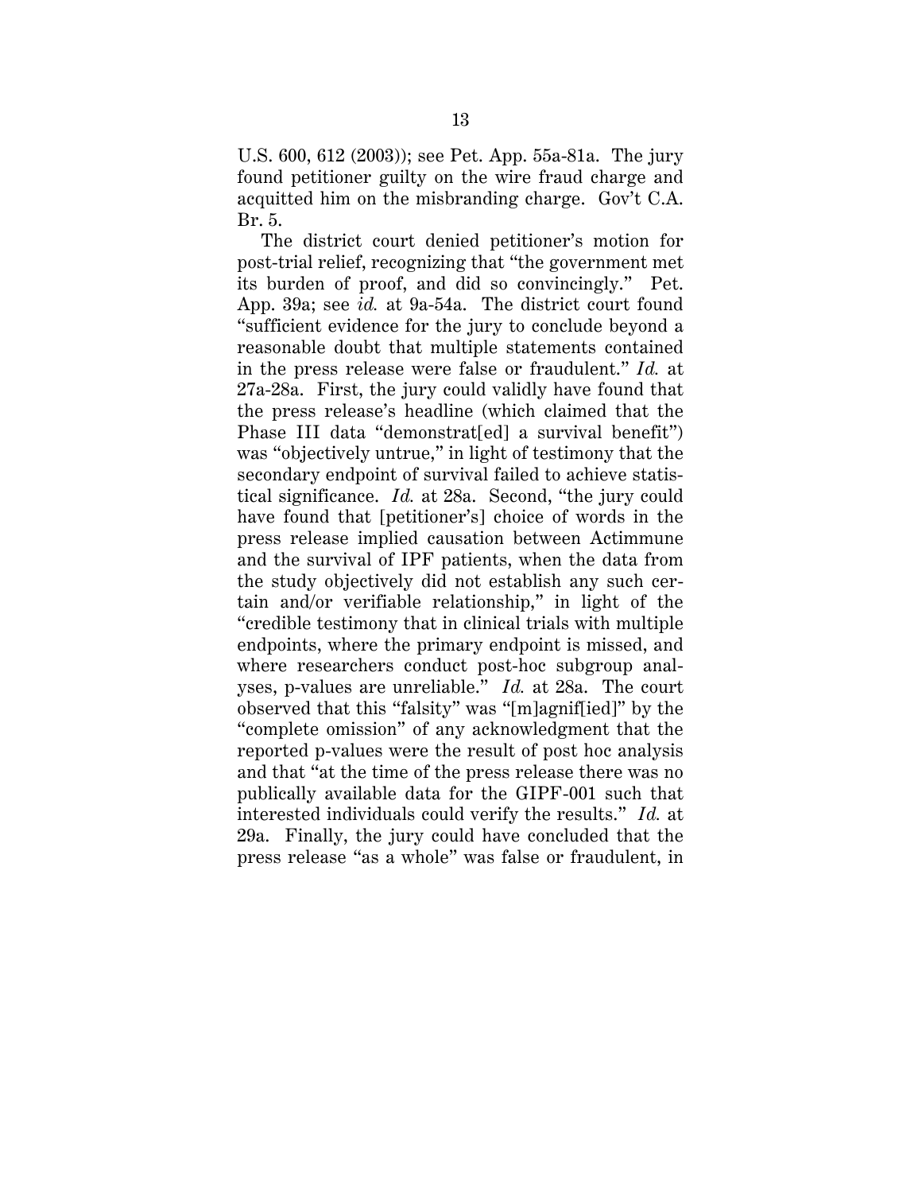U.S. 600, 612 (2003)); see Pet. App. 55a-81a. The jury found petitioner guilty on the wire fraud charge and acquitted him on the misbranding charge. Gov't C.A. Br. 5.

The district court denied petitioner's motion for post-trial relief, recognizing that "the government met its burden of proof, and did so convincingly." Pet. App. 39a; see *id.* at 9a-54a. The district court found "sufficient evidence for the jury to conclude beyond a reasonable doubt that multiple statements contained in the press release were false or fraudulent." *Id.* at 27a-28a. First, the jury could validly have found that the press release's headline (which claimed that the Phase III data "demonstrat[ed] a survival benefit") was "objectively untrue," in light of testimony that the secondary endpoint of survival failed to achieve statistical significance. *Id.* at 28a. Second, "the jury could have found that [petitioner's] choice of words in the press release implied causation between Actimmune and the survival of IPF patients, when the data from the study objectively did not establish any such certain and/or verifiable relationship," in light of the "credible testimony that in clinical trials with multiple endpoints, where the primary endpoint is missed, and where researchers conduct post-hoc subgroup analyses, p-values are unreliable." *Id.* at 28a. The court observed that this "falsity" was "[m]agnif[ied]" by the "complete omission" of any acknowledgment that the reported p-values were the result of post hoc analysis and that "at the time of the press release there was no publically available data for the GIPF-001 such that interested individuals could verify the results." *Id.* at 29a. Finally, the jury could have concluded that the press release "as a whole" was false or fraudulent, in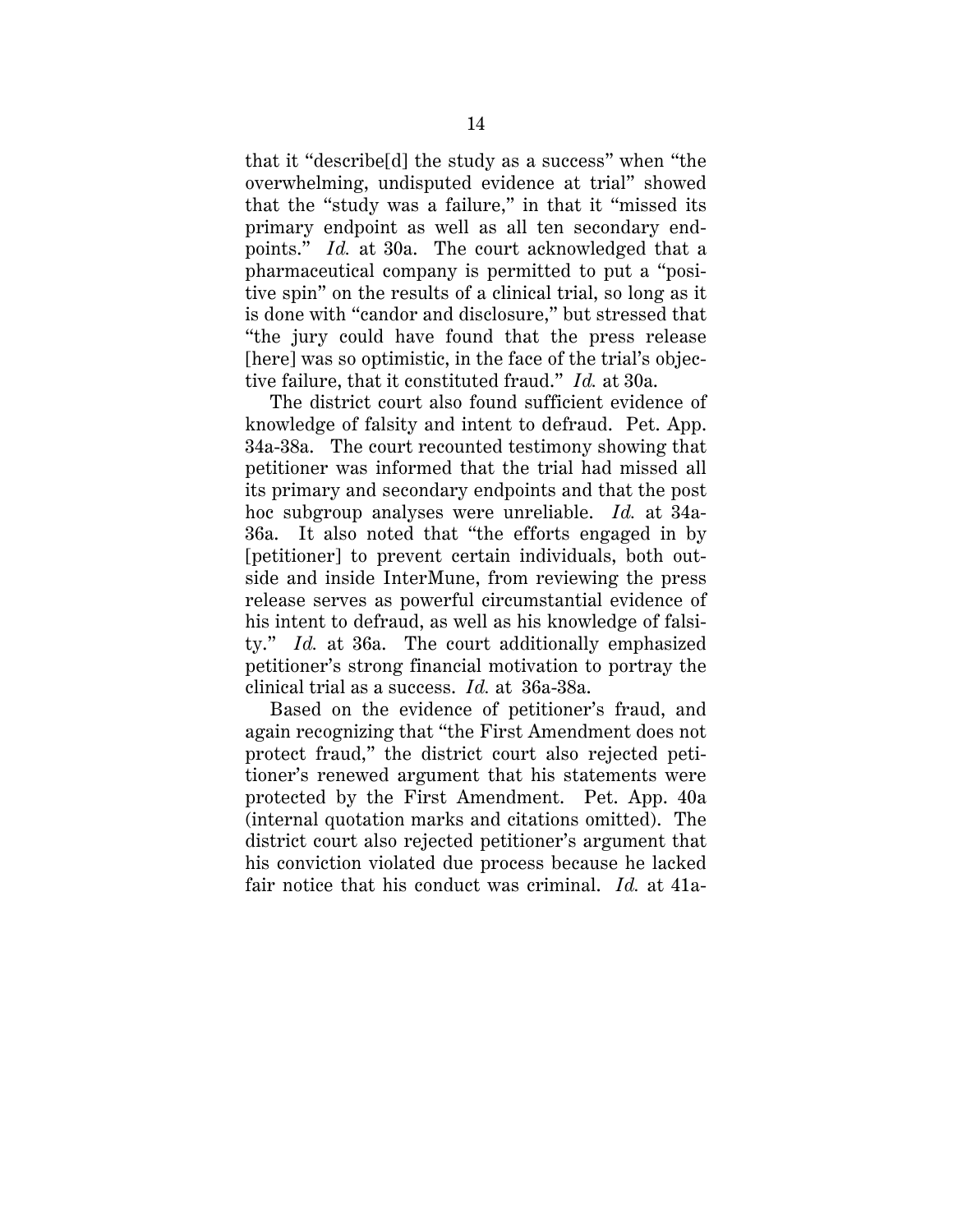that it "describe[d] the study as a success" when "the overwhelming, undisputed evidence at trial" showed that the "study was a failure," in that it "missed its primary endpoint as well as all ten secondary endpoints." *Id.* at 30a. The court acknowledged that a pharmaceutical company is permitted to put a "positive spin" on the results of a clinical trial, so long as it is done with "candor and disclosure," but stressed that "the jury could have found that the press release [here] was so optimistic, in the face of the trial's objective failure, that it constituted fraud." *Id.* at 30a.

The district court also found sufficient evidence of knowledge of falsity and intent to defraud. Pet. App. 34a-38a. The court recounted testimony showing that petitioner was informed that the trial had missed all its primary and secondary endpoints and that the post hoc subgroup analyses were unreliable. *Id.* at 34a-36a. It also noted that "the efforts engaged in by [petitioner] to prevent certain individuals, both outside and inside InterMune, from reviewing the press release serves as powerful circumstantial evidence of his intent to defraud, as well as his knowledge of falsity." *Id.* at 36a. The court additionally emphasized petitioner's strong financial motivation to portray the clinical trial as a success. *Id.* at 36a-38a.

Based on the evidence of petitioner's fraud, and again recognizing that "the First Amendment does not protect fraud," the district court also rejected petitioner's renewed argument that his statements were protected by the First Amendment. Pet. App. 40a (internal quotation marks and citations omitted). The district court also rejected petitioner's argument that his conviction violated due process because he lacked fair notice that his conduct was criminal. *Id.* at 41a-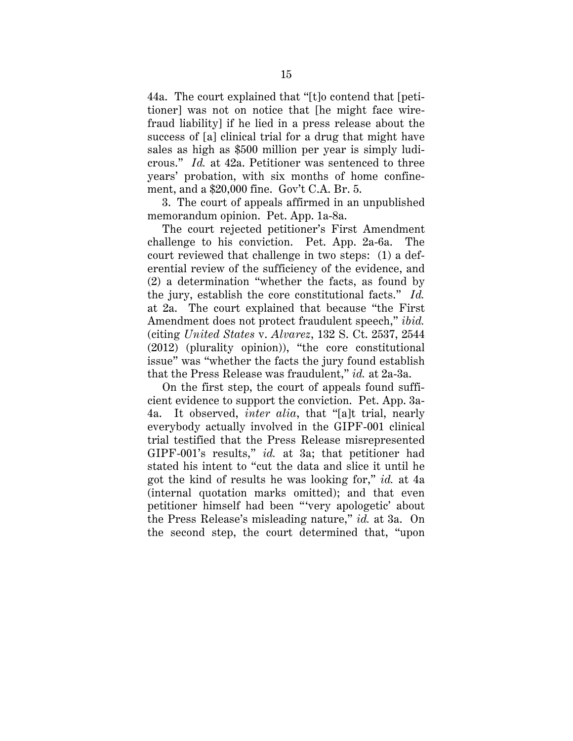44a. The court explained that "[t]o contend that [petitioner] was not on notice that [he might face wire-fraud liability] if he lied in a press release about the success of [a] clinical trial for a drug that might have sales as high as $500 million per year is simply ludicrous." *Id.* at 42a. Petitioner was sentenced to three years' probation, with six months of home confinement, and a $20,000 fine. Gov't C.A. Br. 5.

3. The court of appeals affirmed in an unpublished memorandum opinion. Pet. App. 1a-8a.

The court rejected petitioner's First Amendment challenge to his conviction. Pet. App. 2a-6a. The court reviewed that challenge in two steps: (1) a deferential review of the sufficiency of the evidence, and (2) a determination "whether the facts, as found by the jury, establish the core constitutional facts." *Id.* at 2a. The court explained that because "the First Amendment does not protect fraudulent speech," *ibid.* (citing *United States* v. *Alvarez*, 132 S. Ct. 2537, 2544 (2012) (plurality opinion)), "the core constitutional issue" was "whether the facts the jury found establish that the Press Release was fraudulent," *id.* at 2a-3a.

On the first step, the court of appeals found sufficient evidence to support the conviction. Pet. App. 3a-4a. It observed, *inter alia*, that "[a]t trial, nearly everybody actually involved in the GIPF-001 clinical trial testified that the Press Release misrepresented GIPF-001's results," *id.* at 3a; that petitioner had stated his intent to "cut the data and slice it until he got the kind of results he was looking for," *id.* at 4a (internal quotation marks omitted); and that even petitioner himself had been "'very apologetic' about the Press Release's misleading nature," *id.* at 3a. On the second step, the court determined that, "upon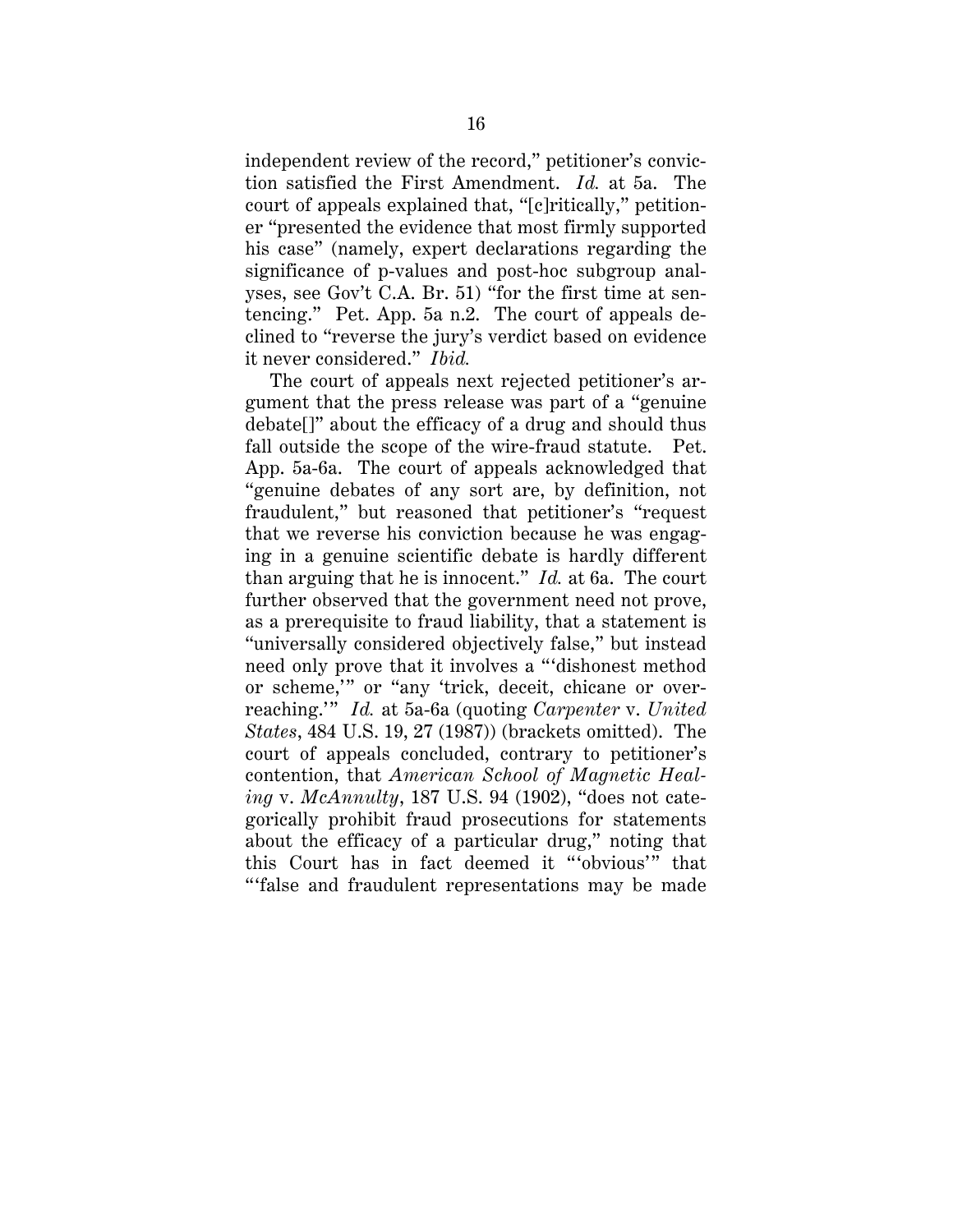independent review of the record," petitioner's conviction satisfied the First Amendment. *Id.* at 5a. The court of appeals explained that, "[c]ritically," petitioner "presented the evidence that most firmly supported his case" (namely, expert declarations regarding the significance of p-values and post-hoc subgroup analyses, see Gov't C.A. Br. 51) "for the first time at sentencing." Pet. App. 5a n.2. The court of appeals declined to "reverse the jury's verdict based on evidence it never considered." *Ibid.*

The court of appeals next rejected petitioner's argument that the press release was part of a "genuine debate[]" about the efficacy of a drug and should thus fall outside the scope of the wire-fraud statute. Pet. App. 5a-6a. The court of appeals acknowledged that "genuine debates of any sort are, by definition, not fraudulent," but reasoned that petitioner's "request that we reverse his conviction because he was engaging in a genuine scientific debate is hardly different than arguing that he is innocent." *Id.* at 6a. The court further observed that the government need not prove, as a prerequisite to fraud liability, that a statement is "universally considered objectively false," but instead need only prove that it involves a "'dishonest method or scheme,'" or "any 'trick, deceit, chicane or overreaching.'" *Id.* at 5a-6a (quoting *Carpenter* v. *United States*, 484 U.S. 19, 27 (1987)) (brackets omitted). The court of appeals concluded, contrary to petitioner's contention, that *American School of Magnetic Healing* v. *McAnnulty*, 187 U.S. 94 (1902), "does not categorically prohibit fraud prosecutions for statements about the efficacy of a particular drug," noting that this Court has in fact deemed it "'obvious'" that "'false and fraudulent representations may be made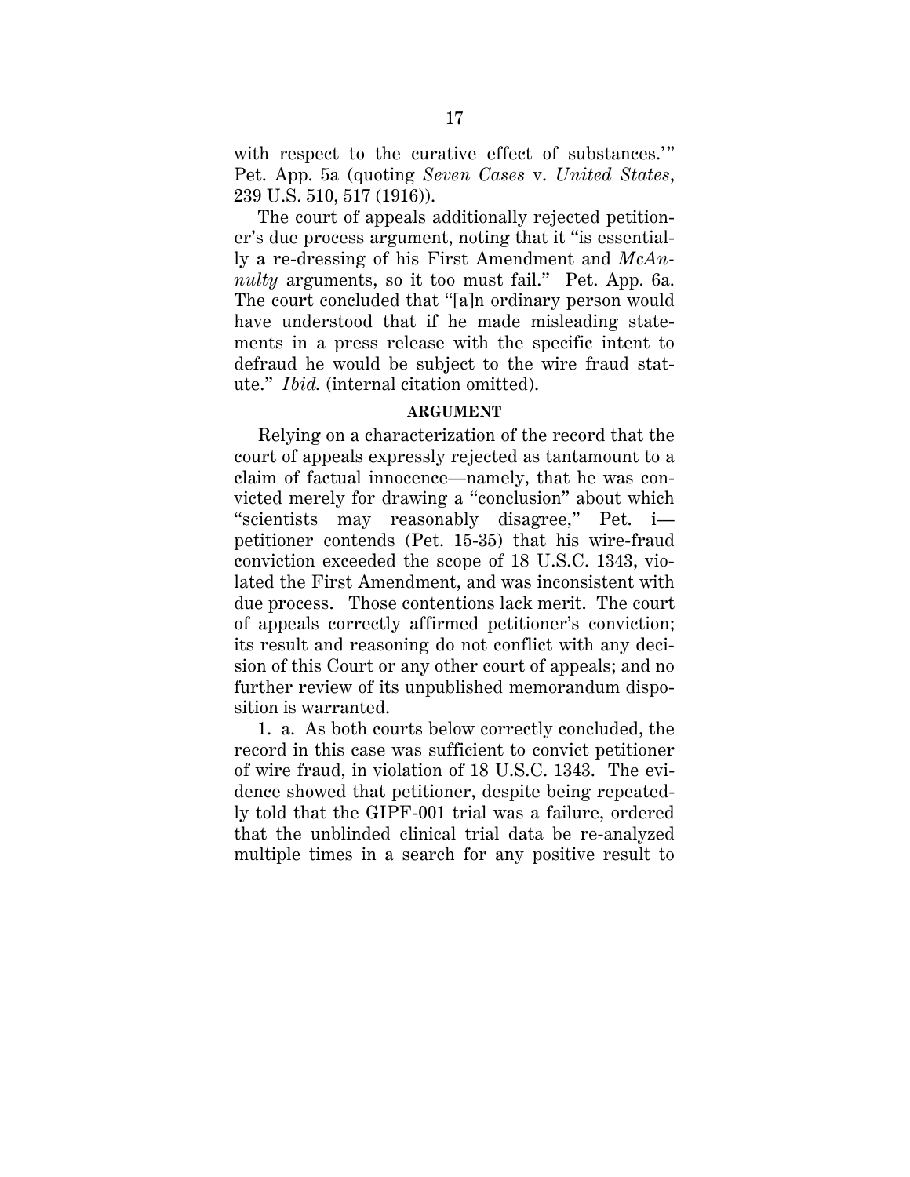with respect to the curative effect of substances.'" Pet. App. 5a (quoting *Seven Cases* v. *United States*, 239 U.S. 510, 517 (1916)).

The court of appeals additionally rejected petitioner's due process argument, noting that it "is essentially a re-dressing of his First Amendment and *McAnnulty* arguments, so it too must fail." Pet. App. 6a. The court concluded that "[a]n ordinary person would have understood that if he made misleading statements in a press release with the specific intent to defraud he would be subject to the wire fraud statute." *Ibid.* (internal citation omitted).

## ARGUMENT

Relying on a characterization of the record that the court of appeals expressly rejected as tantamount to a claim of factual innocence—namely, that he was convicted merely for drawing a "conclusion" about which "scientists may reasonably disagree," Pet. i—petitioner contends (Pet. 15-35) that his wire-fraud conviction exceeded the scope of 18 U.S.C. 1343, violated the First Amendment, and was inconsistent with due process. Those contentions lack merit. The court of appeals correctly affirmed petitioner's conviction; its result and reasoning do not conflict with any decision of this Court or any other court of appeals; and no further review of its unpublished memorandum disposition is warranted.

1. a. As both courts below correctly concluded, the record in this case was sufficient to convict petitioner of wire fraud, in violation of 18 U.S.C. 1343. The evidence showed that petitioner, despite being repeatedly told that the GIPF-001 trial was a failure, ordered that the unblinded clinical trial data be re-analyzed multiple times in a search for any positive result to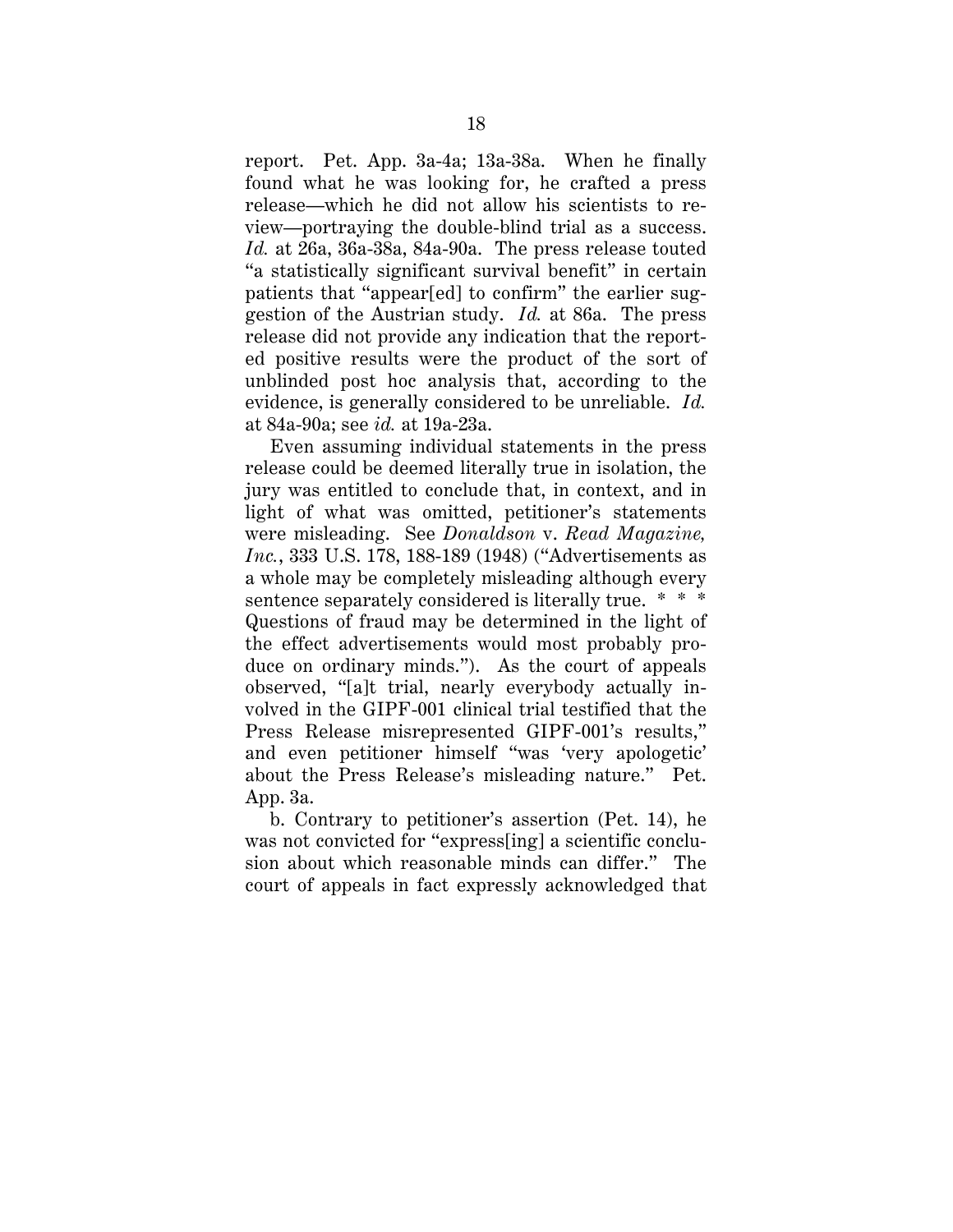report. Pet. App. 3a-4a; 13a-38a. When he finally found what he was looking for, he crafted a press release—which he did not allow his scientists to review—portraying the double-blind trial as a success. *Id.* at 26a, 36a-38a, 84a-90a. The press release touted "a statistically significant survival benefit" in certain patients that "appear[ed] to confirm" the earlier suggestion of the Austrian study. *Id.* at 86a. The press release did not provide any indication that the reported positive results were the product of the sort of unblinded post hoc analysis that, according to the evidence, is generally considered to be unreliable. *Id.* at 84a-90a; see *id.* at 19a-23a.

Even assuming individual statements in the press release could be deemed literally true in isolation, the jury was entitled to conclude that, in context, and in light of what was omitted, petitioner's statements were misleading. See *Donaldson* v. *Read Magazine, Inc.*, 333 U.S. 178, 188-189 (1948) ("Advertisements as a whole may be completely misleading although every sentence separately considered is literally true. * * * Questions of fraud may be determined in the light of the effect advertisements would most probably produce on ordinary minds."). As the court of appeals observed, "[a]t trial, nearly everybody actually involved in the GIPF-001 clinical trial testified that the Press Release misrepresented GIPF-001's results," and even petitioner himself "was 'very apologetic' about the Press Release's misleading nature." Pet. App. 3a.

b. Contrary to petitioner's assertion (Pet. 14), he was not convicted for "express[ing] a scientific conclusion about which reasonable minds can differ." The court of appeals in fact expressly acknowledged that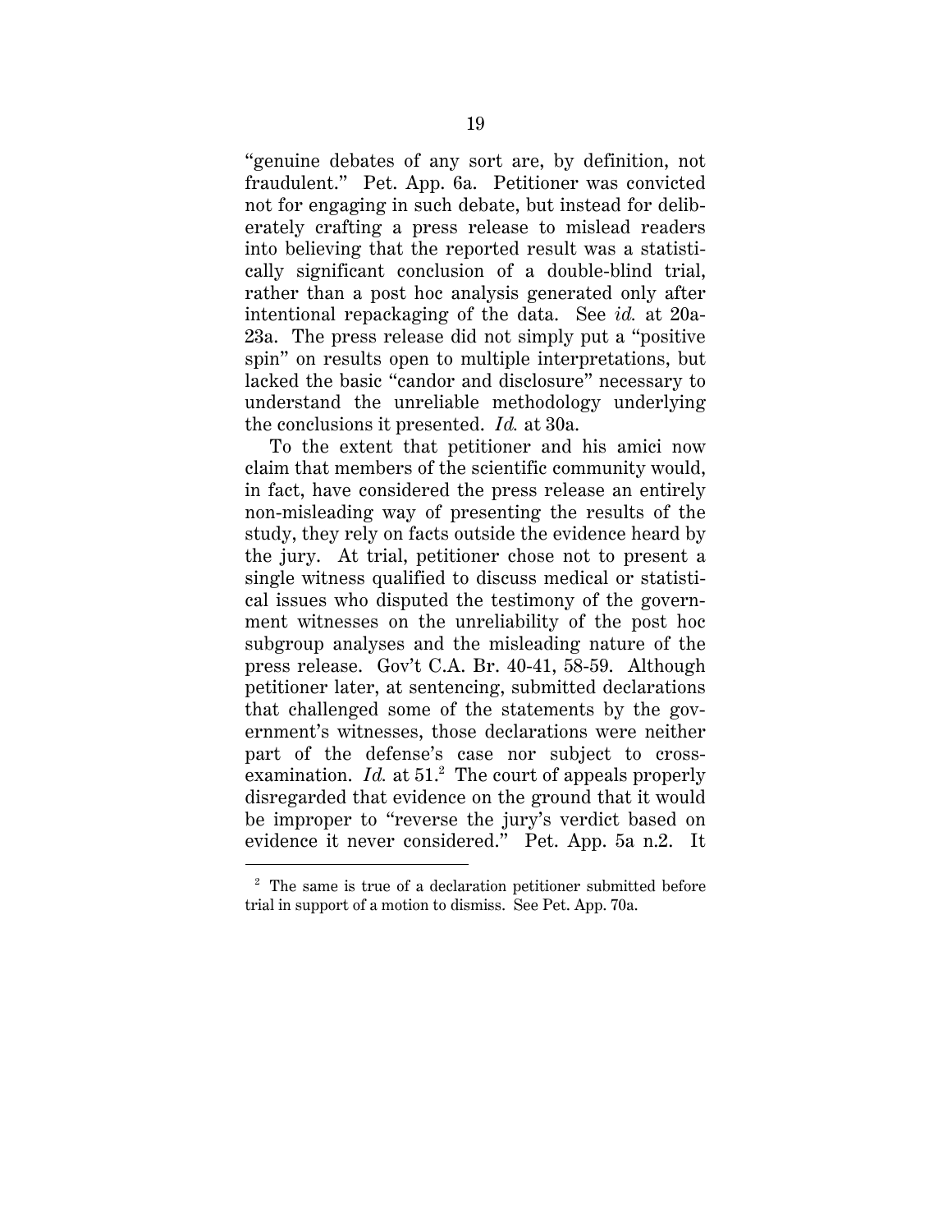"genuine debates of any sort are, by definition, not fraudulent." Pet. App. 6a. Petitioner was convicted not for engaging in such debate, but instead for deliberately crafting a press release to mislead readers into believing that the reported result was a statistically significant conclusion of a double-blind trial, rather than a post hoc analysis generated only after intentional repackaging of the data. See *id.* at 20a-23a. The press release did not simply put a "positive spin" on results open to multiple interpretations, but lacked the basic "candor and disclosure" necessary to understand the unreliable methodology underlying the conclusions it presented. *Id.* at 30a.

To the extent that petitioner and his amici now claim that members of the scientific community would, in fact, have considered the press release an entirely non-misleading way of presenting the results of the study, they rely on facts outside the evidence heard by the jury. At trial, petitioner chose not to present a single witness qualified to discuss medical or statistical issues who disputed the testimony of the government witnesses on the unreliability of the post hoc subgroup analyses and the misleading nature of the press release. Gov't C.A. Br. 40-41, 58-59. Although petitioner later, at sentencing, submitted declarations that challenged some of the statements by the government's witnesses, those declarations were neither part of the defense's case nor subject to cross-examination. *Id.* at 51.[2] The court of appeals properly disregarded that evidence on the ground that it would be improper to "reverse the jury's verdict based on evidence it never considered." Pet. App. 5a n.2. It

---

[2] The same is true of a declaration petitioner submitted before trial in support of a motion to dismiss. See Pet. App. 70a.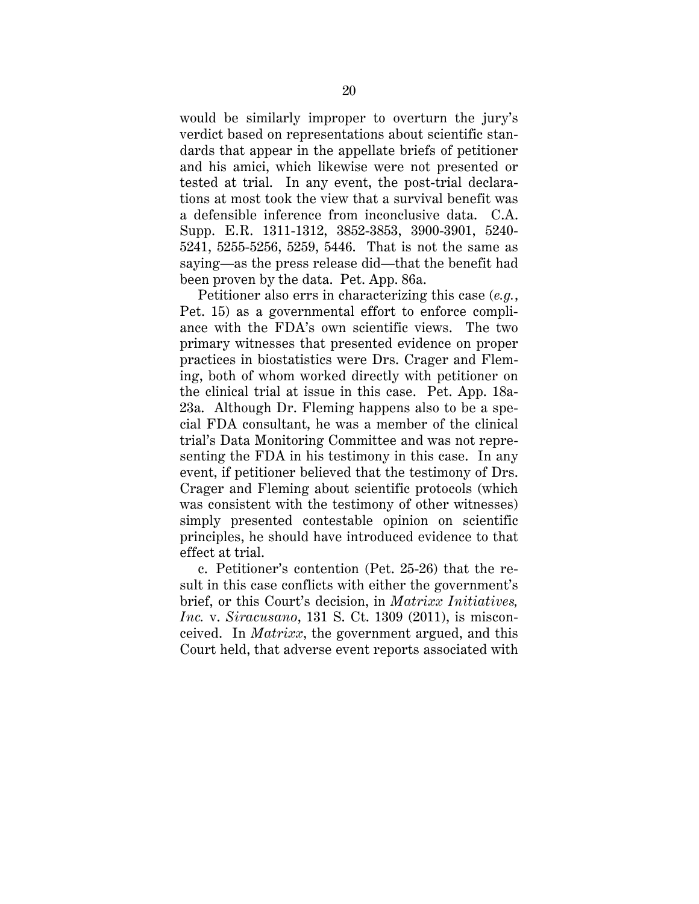would be similarly improper to overturn the jury's verdict based on representations about scientific standards that appear in the appellate briefs of petitioner and his amici, which likewise were not presented or tested at trial. In any event, the post-trial declarations at most took the view that a survival benefit was a defensible inference from inconclusive data. C.A. Supp. E.R. 1311-1312, 3852-3853, 3900-3901, 5240-5241, 5255-5256, 5259, 5446. That is not the same as saying—as the press release did—that the benefit had been proven by the data. Pet. App. 86a.

Petitioner also errs in characterizing this case (*e.g.*, Pet. 15) as a governmental effort to enforce compliance with the FDA's own scientific views. The two primary witnesses that presented evidence on proper practices in biostatistics were Drs. Crager and Fleming, both of whom worked directly with petitioner on the clinical trial at issue in this case. Pet. App. 18a-23a. Although Dr. Fleming happens also to be a special FDA consultant, he was a member of the clinical trial's Data Monitoring Committee and was not representing the FDA in his testimony in this case. In any event, if petitioner believed that the testimony of Drs. Crager and Fleming about scientific protocols (which was consistent with the testimony of other witnesses) simply presented contestable opinion on scientific principles, he should have introduced evidence to that effect at trial.

c. Petitioner's contention (Pet. 25-26) that the result in this case conflicts with either the government's brief, or this Court's decision, in *Matrixx Initiatives, Inc.* v. *Siracusano*, 131 S. Ct. 1309 (2011), is misconceived. In *Matrixx*, the government argued, and this Court held, that adverse event reports associated with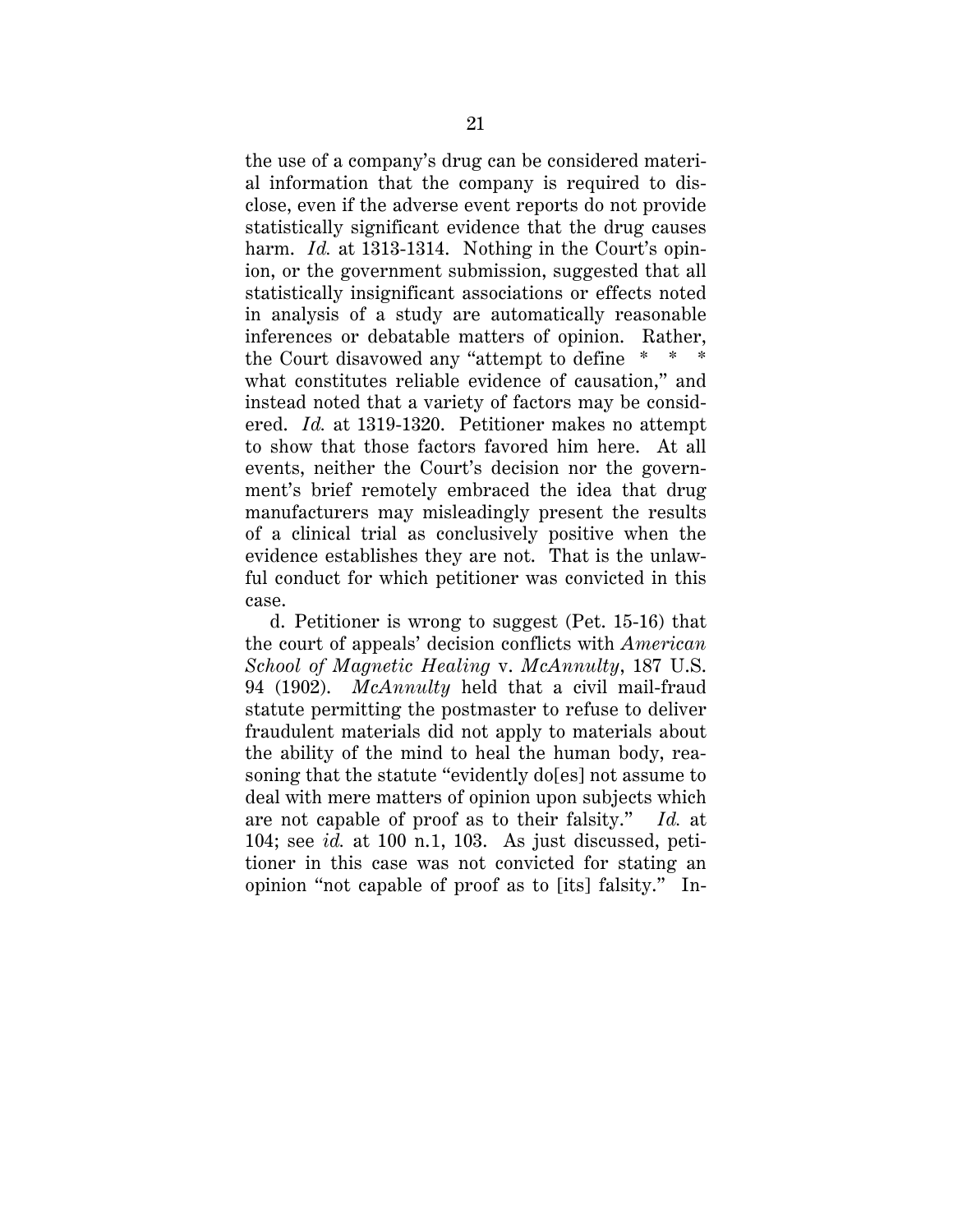the use of a company's drug can be considered material information that the company is required to disclose, even if the adverse event reports do not provide statistically significant evidence that the drug causes harm. *Id.* at 1313-1314. Nothing in the Court's opinion, or the government submission, suggested that all statistically insignificant associations or effects noted in analysis of a study are automatically reasonable inferences or debatable matters of opinion. Rather, the Court disavowed any "attempt to define * * * what constitutes reliable evidence of causation," and instead noted that a variety of factors may be considered. *Id.* at 1319-1320. Petitioner makes no attempt to show that those factors favored him here. At all events, neither the Court's decision nor the government's brief remotely embraced the idea that drug manufacturers may misleadingly present the results of a clinical trial as conclusively positive when the evidence establishes they are not. That is the unlawful conduct for which petitioner was convicted in this case.

d. Petitioner is wrong to suggest (Pet. 15-16) that the court of appeals' decision conflicts with *American School of Magnetic Healing* v. *McAnnulty*, 187 U.S. 94 (1902). *McAnnulty* held that a civil mail-fraud statute permitting the postmaster to refuse to deliver fraudulent materials did not apply to materials about the ability of the mind to heal the human body, reasoning that the statute "evidently do[es] not assume to deal with mere matters of opinion upon subjects which are not capable of proof as to their falsity." *Id.* at 104; see *id.* at 100 n.1, 103. As just discussed, petitioner in this case was not convicted for stating an opinion "not capable of proof as to [its] falsity." In-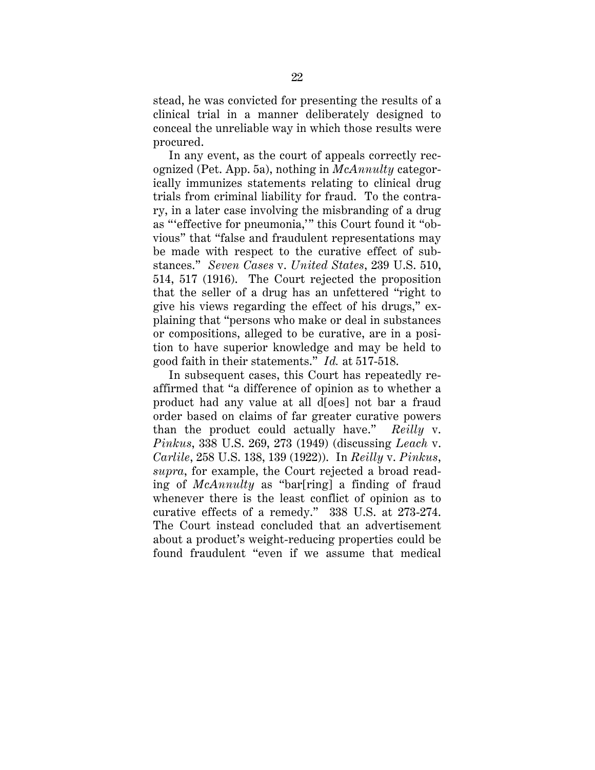stead, he was convicted for presenting the results of a clinical trial in a manner deliberately designed to conceal the unreliable way in which those results were procured.

In any event, as the court of appeals correctly recognized (Pet. App. 5a), nothing in *McAnnulty* categorically immunizes statements relating to clinical drug trials from criminal liability for fraud. To the contrary, in a later case involving the misbranding of a drug as "'effective for pneumonia,'" this Court found it "obvious" that "false and fraudulent representations may be made with respect to the curative effect of substances." *Seven Cases* v. *United States*, 239 U.S. 510, 514, 517 (1916). The Court rejected the proposition that the seller of a drug has an unfettered "right to give his views regarding the effect of his drugs," explaining that "persons who make or deal in substances or compositions, alleged to be curative, are in a position to have superior knowledge and may be held to good faith in their statements." *Id.* at 517-518.

In subsequent cases, this Court has repeatedly reaffirmed that "a difference of opinion as to whether a product had any value at all d[oes] not bar a fraud order based on claims of far greater curative powers than the product could actually have." *Reilly* v. *Pinkus*, 338 U.S. 269, 273 (1949) (discussing *Leach* v. *Carlile*, 258 U.S. 138, 139 (1922)). In *Reilly* v. *Pinkus*, *supra*, for example, the Court rejected a broad reading of *McAnnulty* as "bar[ring] a finding of fraud whenever there is the least conflict of opinion as to curative effects of a remedy." 338 U.S. at 273-274. The Court instead concluded that an advertisement about a product's weight-reducing properties could be found fraudulent "even if we assume that medical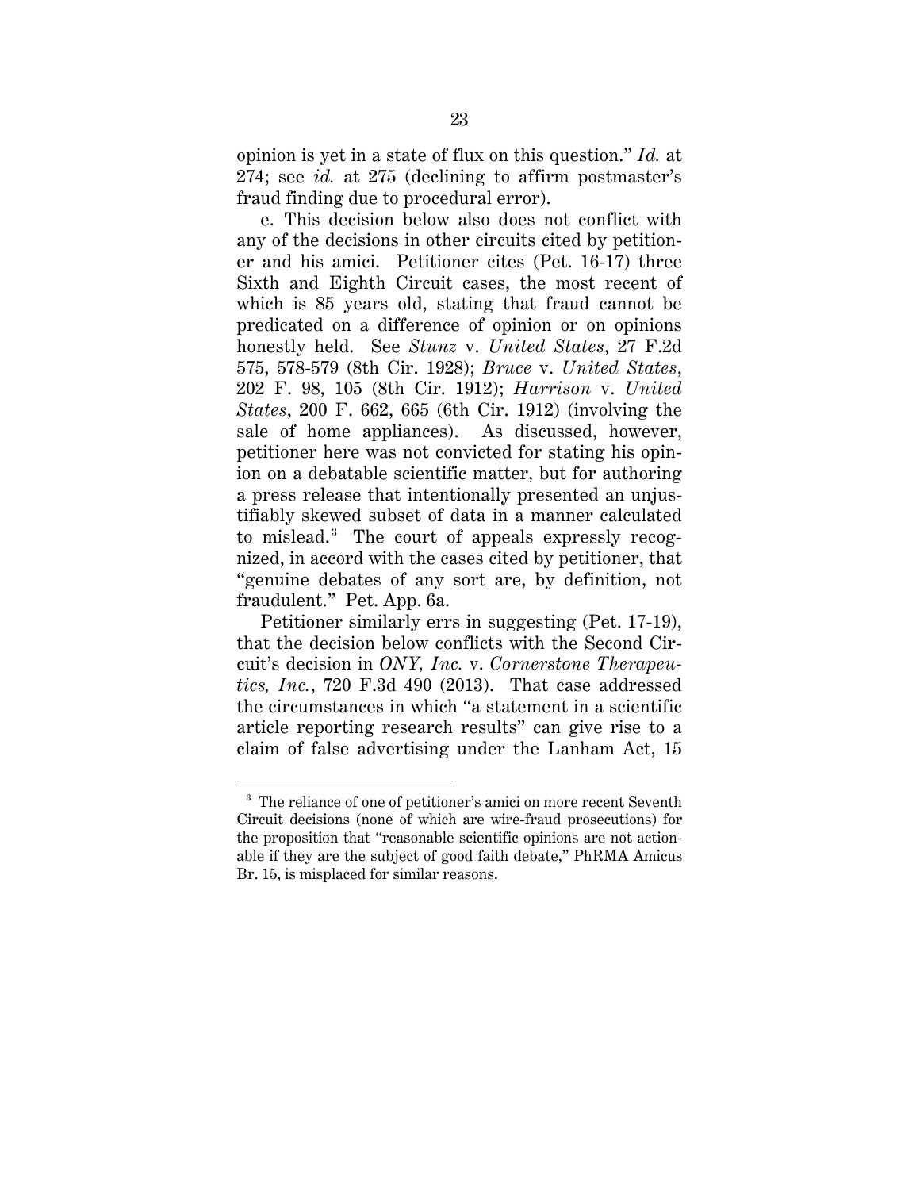opinion is yet in a state of flux on this question." *Id.* at 274; see *id.* at 275 (declining to affirm postmaster's fraud finding due to procedural error).

e. This decision below also does not conflict with any of the decisions in other circuits cited by petitioner and his amici. Petitioner cites (Pet. 16-17) three Sixth and Eighth Circuit cases, the most recent of which is 85 years old, stating that fraud cannot be predicated on a difference of opinion or on opinions honestly held. See *Stunz* v. *United States*, 27 F.2d 575, 578-579 (8th Cir. 1928); *Bruce* v. *United States*, 202 F. 98, 105 (8th Cir. 1912); *Harrison* v. *United States*, 200 F. 662, 665 (6th Cir. 1912) (involving the sale of home appliances). As discussed, however, petitioner here was not convicted for stating his opinion on a debatable scientific matter, but for authoring a press release that intentionally presented an unjustifiably skewed subset of data in a manner calculated to mislead.[3] The court of appeals expressly recognized, in accord with the cases cited by petitioner, that "genuine debates of any sort are, by definition, not fraudulent." Pet. App. 6a.

Petitioner similarly errs in suggesting (Pet. 17-19), that the decision below conflicts with the Second Circuit's decision in *ONY, Inc.* v. *Cornerstone Therapeutics, Inc.*, 720 F.3d 490 (2013). That case addressed the circumstances in which "a statement in a scientific article reporting research results" can give rise to a claim of false advertising under the Lanham Act, 15

[3] The reliance of one of petitioner's amici on more recent Seventh Circuit decisions (none of which are wire-fraud prosecutions) for the proposition that "reasonable scientific opinions are not actionable if they are the subject of good faith debate," PhRMA Amicus Br. 15, is misplaced for similar reasons.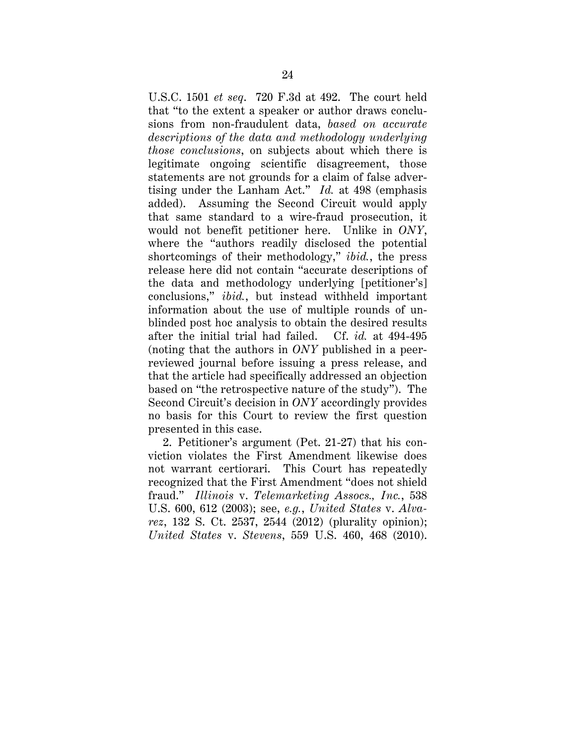U.S.C. 1501 *et seq*. 720 F.3d at 492. The court held that "to the extent a speaker or author draws conclusions from non-fraudulent data, *based on accurate descriptions of the data and methodology underlying those conclusions*, on subjects about which there is legitimate ongoing scientific disagreement, those statements are not grounds for a claim of false advertising under the Lanham Act." *Id.* at 498 (emphasis added). Assuming the Second Circuit would apply that same standard to a wire-fraud prosecution, it would not benefit petitioner here. Unlike in *ONY*, where the "authors readily disclosed the potential shortcomings of their methodology," *ibid.*, the press release here did not contain "accurate descriptions of the data and methodology underlying [petitioner's] conclusions," *ibid.*, but instead withheld important information about the use of multiple rounds of unblinded post hoc analysis to obtain the desired results after the initial trial had failed. Cf. *id.* at 494-495 (noting that the authors in *ONY* published in a peer-reviewed journal before issuing a press release, and that the article had specifically addressed an objection based on "the retrospective nature of the study"). The Second Circuit's decision in *ONY* accordingly provides no basis for this Court to review the first question presented in this case.

2. Petitioner's argument (Pet. 21-27) that his conviction violates the First Amendment likewise does not warrant certiorari. This Court has repeatedly recognized that the First Amendment "does not shield fraud." *Illinois* v. *Telemarketing Assocs., Inc.*, 538 U.S. 600, 612 (2003); see, *e.g.*, *United States* v. *Alvarez*, 132 S. Ct. 2537, 2544 (2012) (plurality opinion); *United States* v. *Stevens*, 559 U.S. 460, 468 (2010).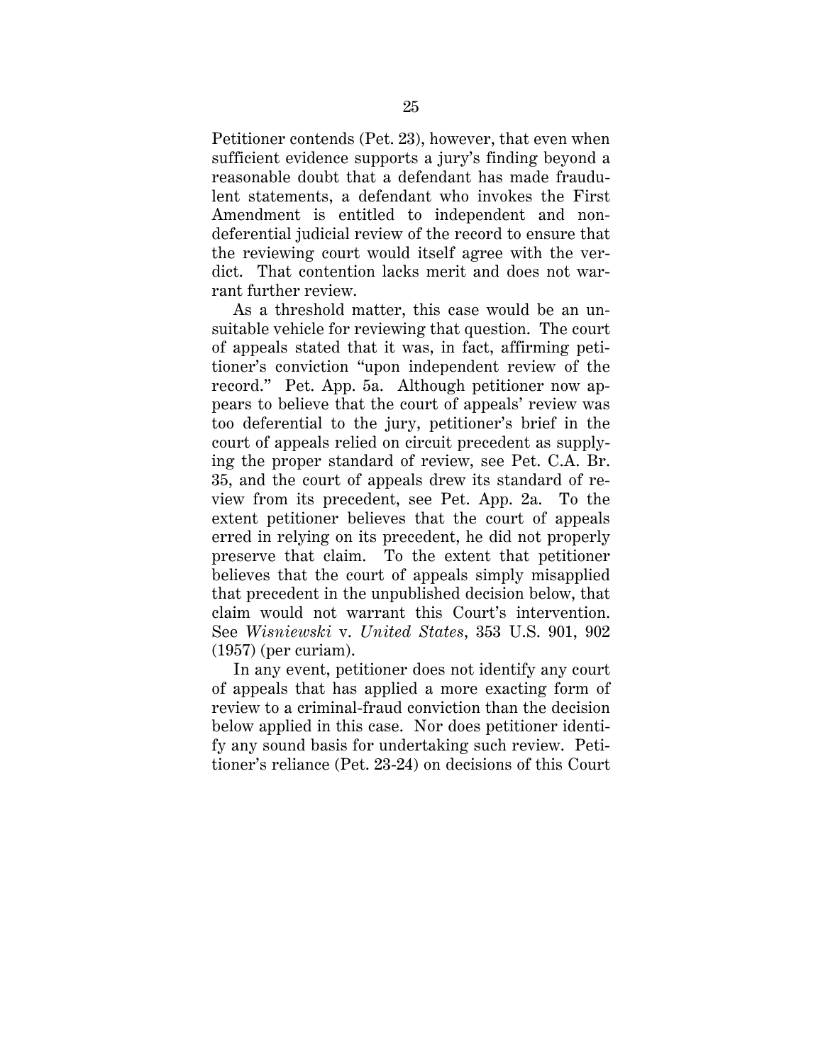Petitioner contends (Pet. 23), however, that even when sufficient evidence supports a jury's finding beyond a reasonable doubt that a defendant has made fraudulent statements, a defendant who invokes the First Amendment is entitled to independent and non-deferential judicial review of the record to ensure that the reviewing court would itself agree with the verdict. That contention lacks merit and does not warrant further review.

As a threshold matter, this case would be an unsuitable vehicle for reviewing that question. The court of appeals stated that it was, in fact, affirming petitioner's conviction "upon independent review of the record." Pet. App. 5a. Although petitioner now appears to believe that the court of appeals' review was too deferential to the jury, petitioner's brief in the court of appeals relied on circuit precedent as supplying the proper standard of review, see Pet. C.A. Br. 35, and the court of appeals drew its standard of review from its precedent, see Pet. App. 2a. To the extent petitioner believes that the court of appeals erred in relying on its precedent, he did not properly preserve that claim. To the extent that petitioner believes that the court of appeals simply misapplied that precedent in the unpublished decision below, that claim would not warrant this Court's intervention. See *Wisniewski* v. *United States*, 353 U.S. 901, 902 (1957) (per curiam).

In any event, petitioner does not identify any court of appeals that has applied a more exacting form of review to a criminal-fraud conviction than the decision below applied in this case. Nor does petitioner identify any sound basis for undertaking such review. Petitioner's reliance (Pet. 23-24) on decisions of this Court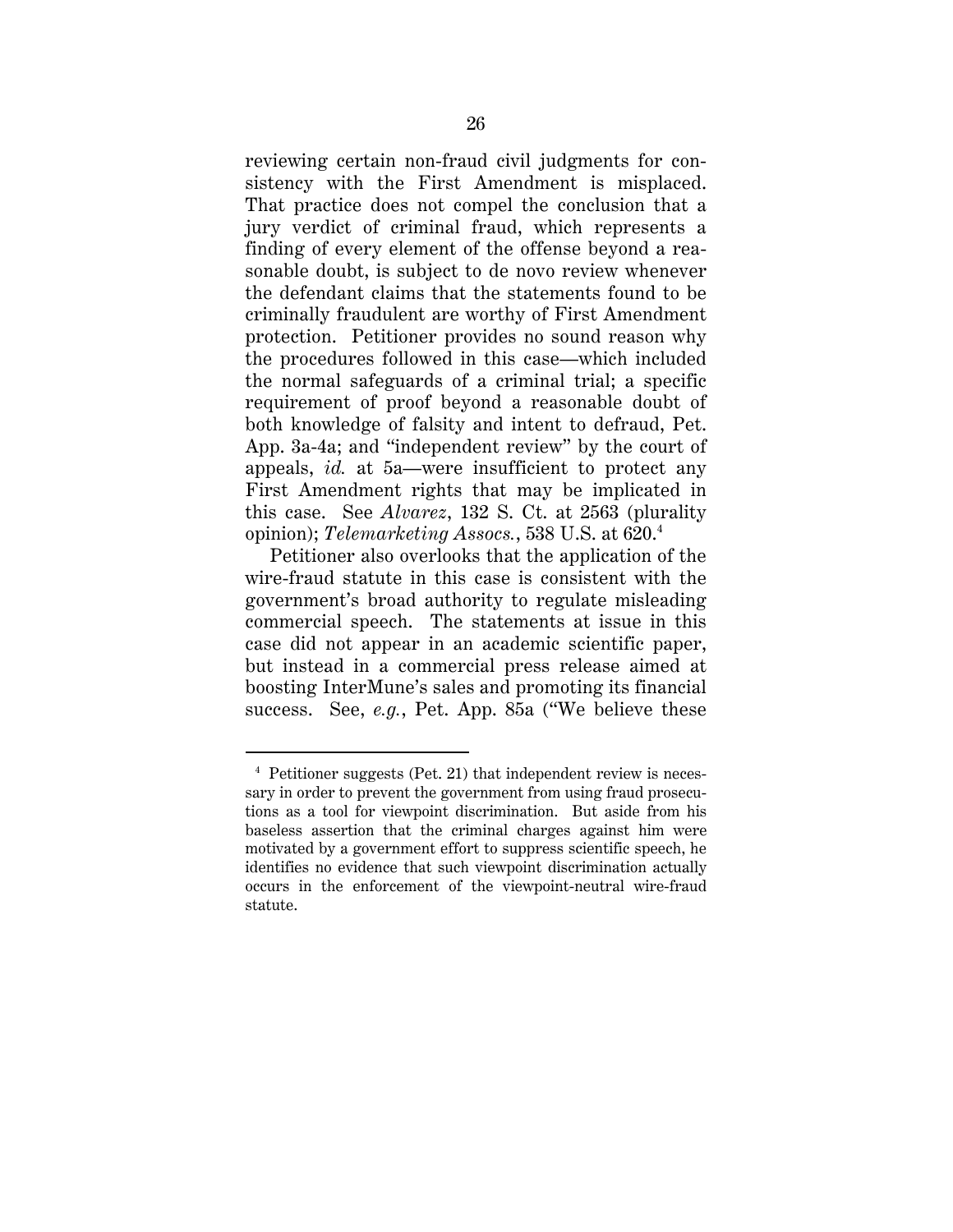reviewing certain non-fraud civil judgments for consistency with the First Amendment is misplaced. That practice does not compel the conclusion that a jury verdict of criminal fraud, which represents a finding of every element of the offense beyond a reasonable doubt, is subject to de novo review whenever the defendant claims that the statements found to be criminally fraudulent are worthy of First Amendment protection. Petitioner provides no sound reason why the procedures followed in this case—which included the normal safeguards of a criminal trial; a specific requirement of proof beyond a reasonable doubt of both knowledge of falsity and intent to defraud, Pet. App. 3a-4a; and "independent review" by the court of appeals, *id.* at 5a—were insufficient to protect any First Amendment rights that may be implicated in this case. See *Alvarez*, 132 S. Ct. at 2563 (plurality opinion); *Telemarketing Assocs.*, 538 U.S. at 620.[4]

Petitioner also overlooks that the application of the wire-fraud statute in this case is consistent with the government's broad authority to regulate misleading commercial speech. The statements at issue in this case did not appear in an academic scientific paper, but instead in a commercial press release aimed at boosting InterMune's sales and promoting its financial success. See, *e.g.*, Pet. App. 85a ("We believe these

---

[4] Petitioner suggests (Pet. 21) that independent review is necessary in order to prevent the government from using fraud prosecutions as a tool for viewpoint discrimination. But aside from his baseless assertion that the criminal charges against him were motivated by a government effort to suppress scientific speech, he identifies no evidence that such viewpoint discrimination actually occurs in the enforcement of the viewpoint-neutral wire-fraud statute.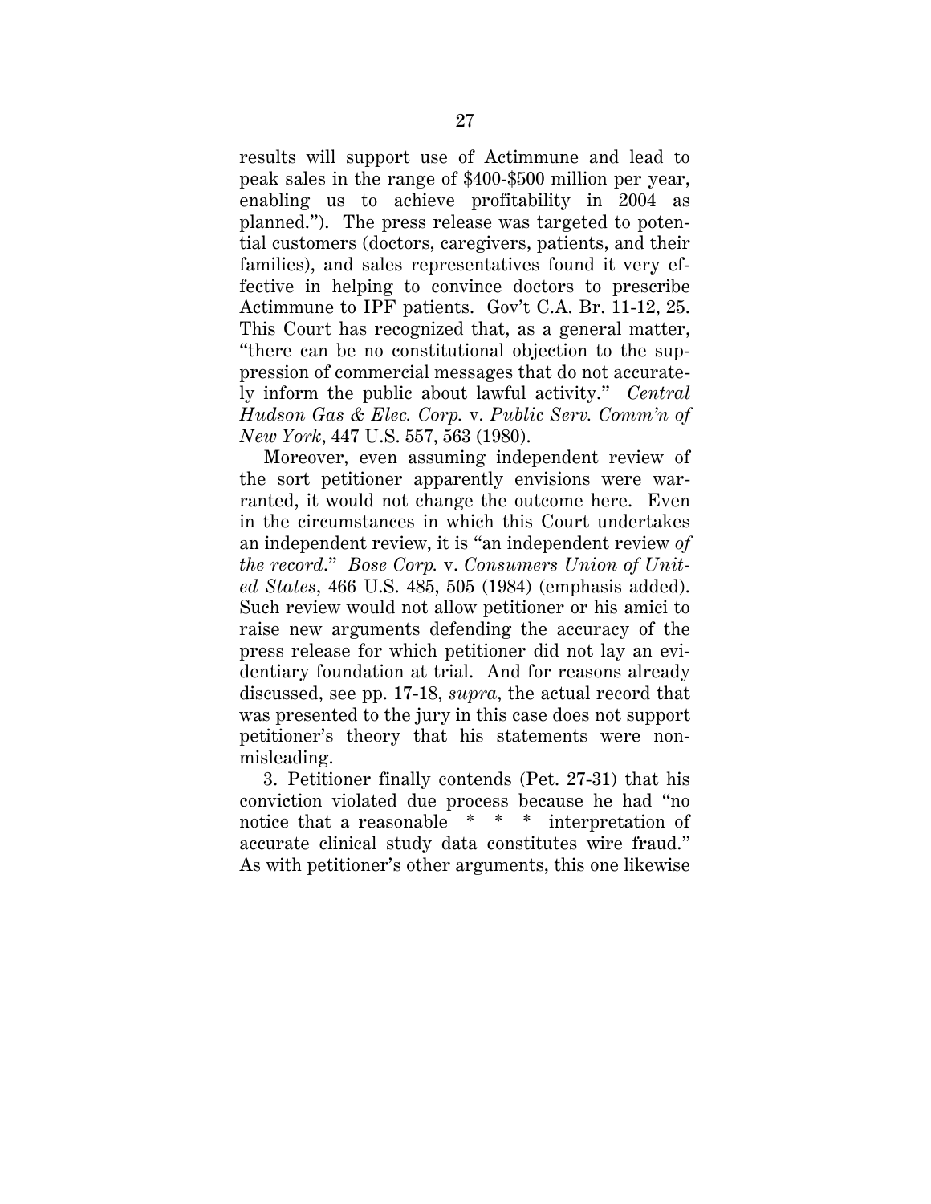results will support use of Actimmune and lead to peak sales in the range of $400-$500 million per year, enabling us to achieve profitability in 2004 as planned."). The press release was targeted to potential customers (doctors, caregivers, patients, and their families), and sales representatives found it very effective in helping to convince doctors to prescribe Actimmune to IPF patients. Gov't C.A. Br. 11-12, 25. This Court has recognized that, as a general matter, "there can be no constitutional objection to the suppression of commercial messages that do not accurately inform the public about lawful activity." *Central Hudson Gas & Elec. Corp.* v. *Public Serv. Comm'n of New York*, 447 U.S. 557, 563 (1980).

Moreover, even assuming independent review of the sort petitioner apparently envisions were warranted, it would not change the outcome here. Even in the circumstances in which this Court undertakes an independent review, it is "an independent review *of the record*." *Bose Corp.* v. *Consumers Union of United States*, 466 U.S. 485, 505 (1984) (emphasis added). Such review would not allow petitioner or his amici to raise new arguments defending the accuracy of the press release for which petitioner did not lay an evidentiary foundation at trial. And for reasons already discussed, see pp. 17-18, *supra*, the actual record that was presented to the jury in this case does not support petitioner's theory that his statements were non-misleading.

3. Petitioner finally contends (Pet. 27-31) that his conviction violated due process because he had "no notice that a reasonable * * * interpretation of accurate clinical study data constitutes wire fraud." As with petitioner's other arguments, this one likewise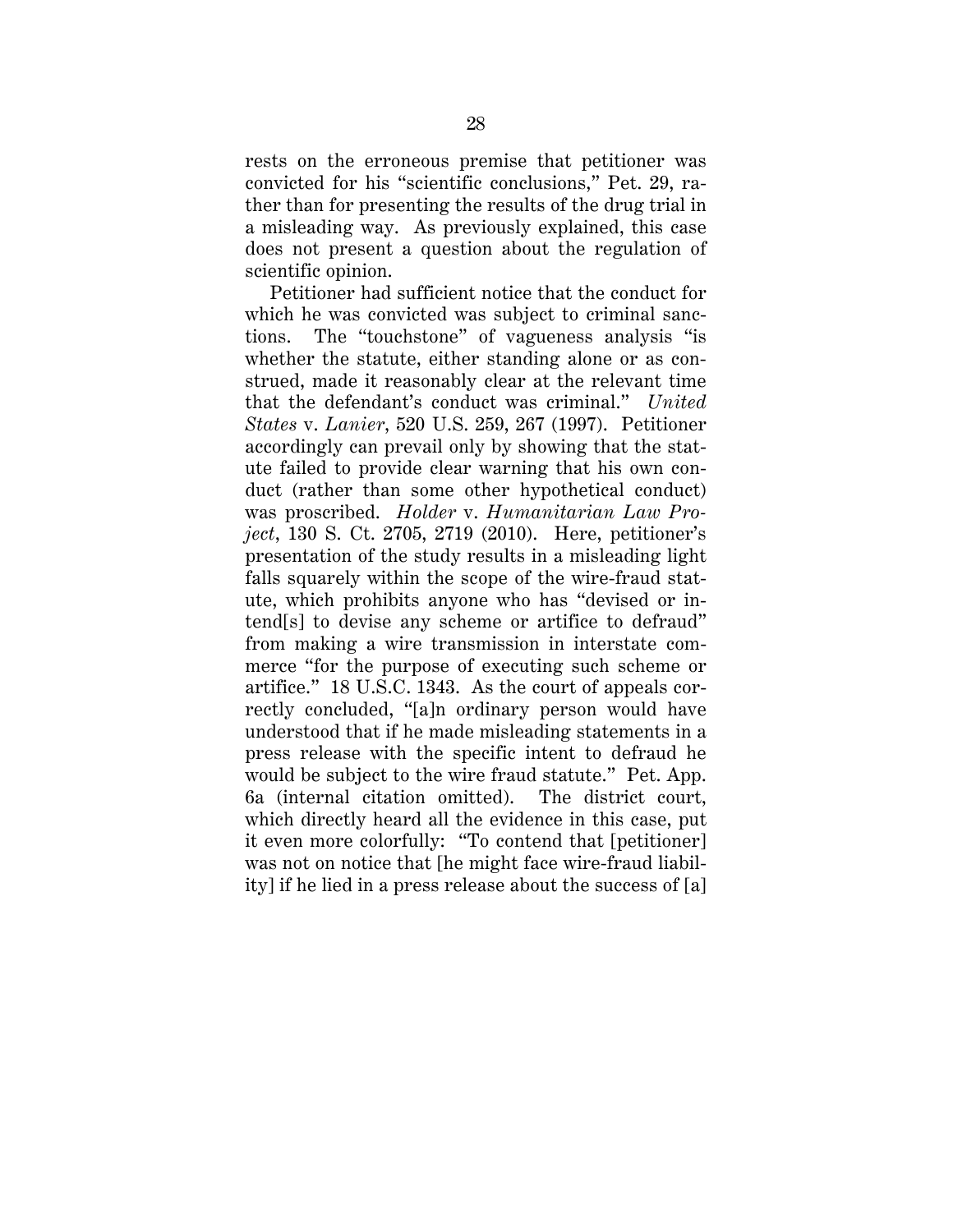rests on the erroneous premise that petitioner was convicted for his "scientific conclusions," Pet. 29, rather than for presenting the results of the drug trial in a misleading way. As previously explained, this case does not present a question about the regulation of scientific opinion.

Petitioner had sufficient notice that the conduct for which he was convicted was subject to criminal sanctions. The "touchstone" of vagueness analysis "is whether the statute, either standing alone or as construed, made it reasonably clear at the relevant time that the defendant's conduct was criminal." *United States* v. *Lanier*, 520 U.S. 259, 267 (1997). Petitioner accordingly can prevail only by showing that the statute failed to provide clear warning that his own conduct (rather than some other hypothetical conduct) was proscribed. *Holder* v. *Humanitarian Law Project*, 130 S. Ct. 2705, 2719 (2010). Here, petitioner's presentation of the study results in a misleading light falls squarely within the scope of the wire-fraud statute, which prohibits anyone who has "devised or intend[s] to devise any scheme or artifice to defraud" from making a wire transmission in interstate commerce "for the purpose of executing such scheme or artifice." 18 U.S.C. 1343. As the court of appeals correctly concluded, "[a]n ordinary person would have understood that if he made misleading statements in a press release with the specific intent to defraud he would be subject to the wire fraud statute." Pet. App. 6a (internal citation omitted). The district court, which directly heard all the evidence in this case, put it even more colorfully: "To contend that [petitioner] was not on notice that [he might face wire-fraud liability] if he lied in a press release about the success of [a]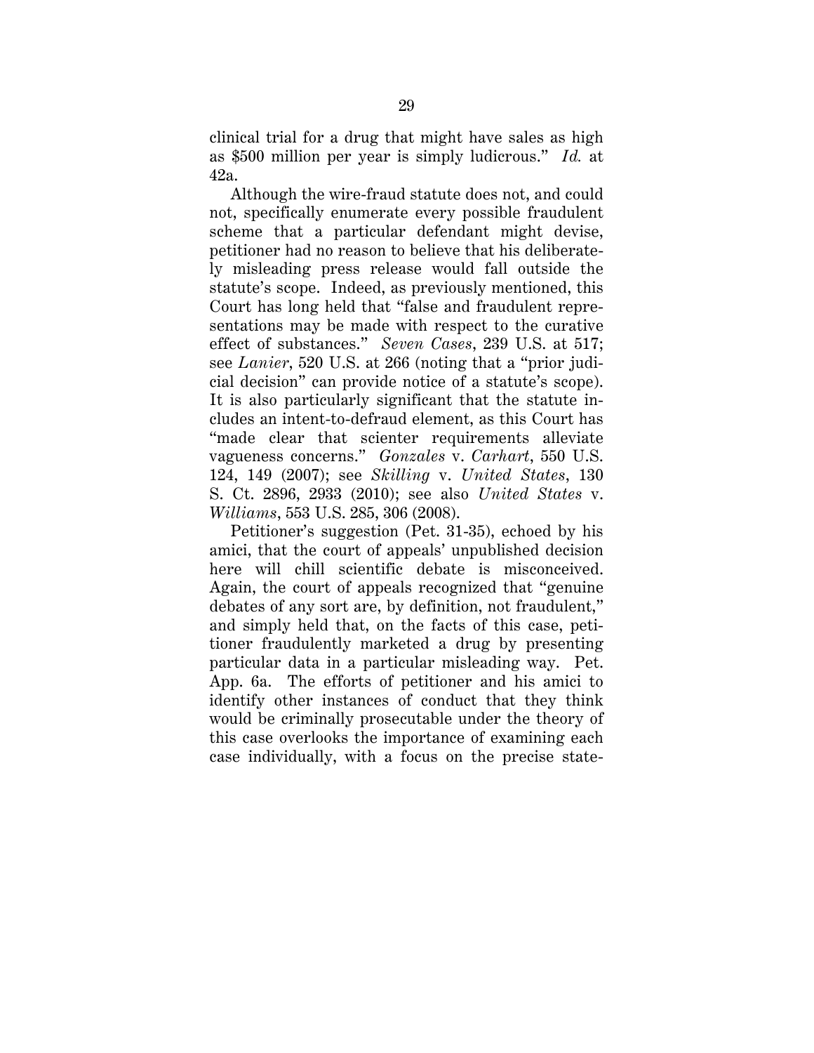clinical trial for a drug that might have sales as high as $500 million per year is simply ludicrous." *Id.* at 42a.

Although the wire-fraud statute does not, and could not, specifically enumerate every possible fraudulent scheme that a particular defendant might devise, petitioner had no reason to believe that his deliberately misleading press release would fall outside the statute's scope. Indeed, as previously mentioned, this Court has long held that "false and fraudulent representations may be made with respect to the curative effect of substances." *Seven Cases*, 239 U.S. at 517; see *Lanier*, 520 U.S. at 266 (noting that a "prior judicial decision" can provide notice of a statute's scope). It is also particularly significant that the statute includes an intent-to-defraud element, as this Court has "made clear that scienter requirements alleviate vagueness concerns." *Gonzales* v. *Carhart*, 550 U.S. 124, 149 (2007); see *Skilling* v. *United States*, 130 S. Ct. 2896, 2933 (2010); see also *United States* v. *Williams*, 553 U.S. 285, 306 (2008).

Petitioner's suggestion (Pet. 31-35), echoed by his amici, that the court of appeals' unpublished decision here will chill scientific debate is misconceived. Again, the court of appeals recognized that "genuine debates of any sort are, by definition, not fraudulent," and simply held that, on the facts of this case, petitioner fraudulently marketed a drug by presenting particular data in a particular misleading way. Pet. App. 6a. The efforts of petitioner and his amici to identify other instances of conduct that they think would be criminally prosecutable under the theory of this case overlooks the importance of examining each case individually, with a focus on the precise state-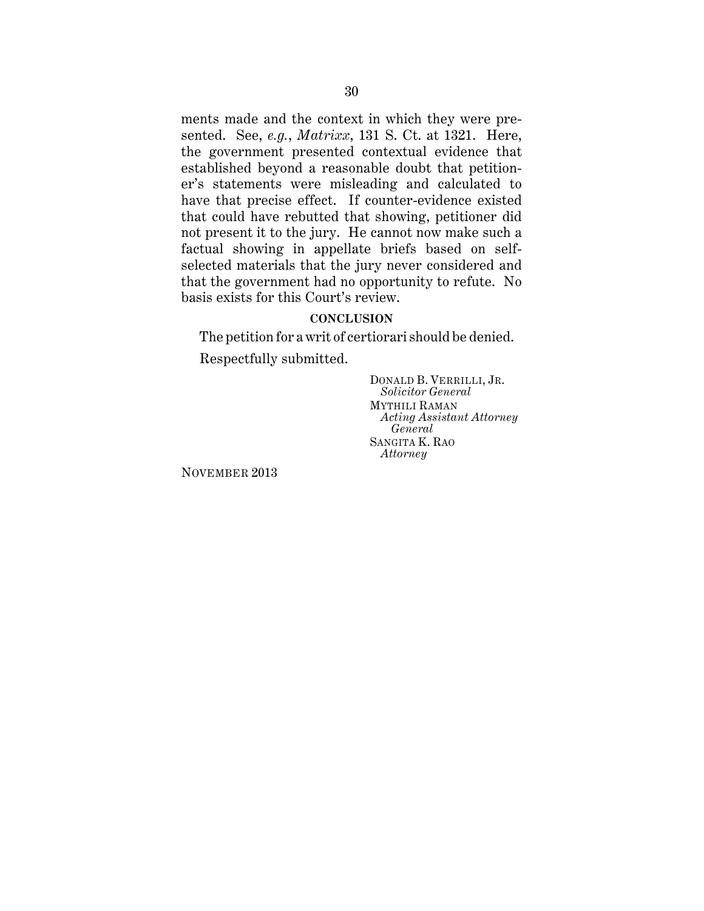ments made and the context in which they were presented. See, *e.g.*, *Matrixx*, 131 S. Ct. at 1321. Here, the government presented contextual evidence that established beyond a reasonable doubt that petitioner's statements were misleading and calculated to have that precise effect. If counter-evidence existed that could have rebutted that showing, petitioner did not present it to the jury. He cannot now make such a factual showing in appellate briefs based on self-selected materials that the jury never considered and that the government had no opportunity to refute. No basis exists for this Court's review.

## CONCLUSION

The petition for a writ of certiorari should be denied.

Respectfully submitted.

DONALD B. VERRILLI, JR.
*Solicitor General*
MYTHILI RAMAN
*Acting Assistant Attorney General*
SANGITA K. RAO
*Attorney*

NOVEMBER 2013